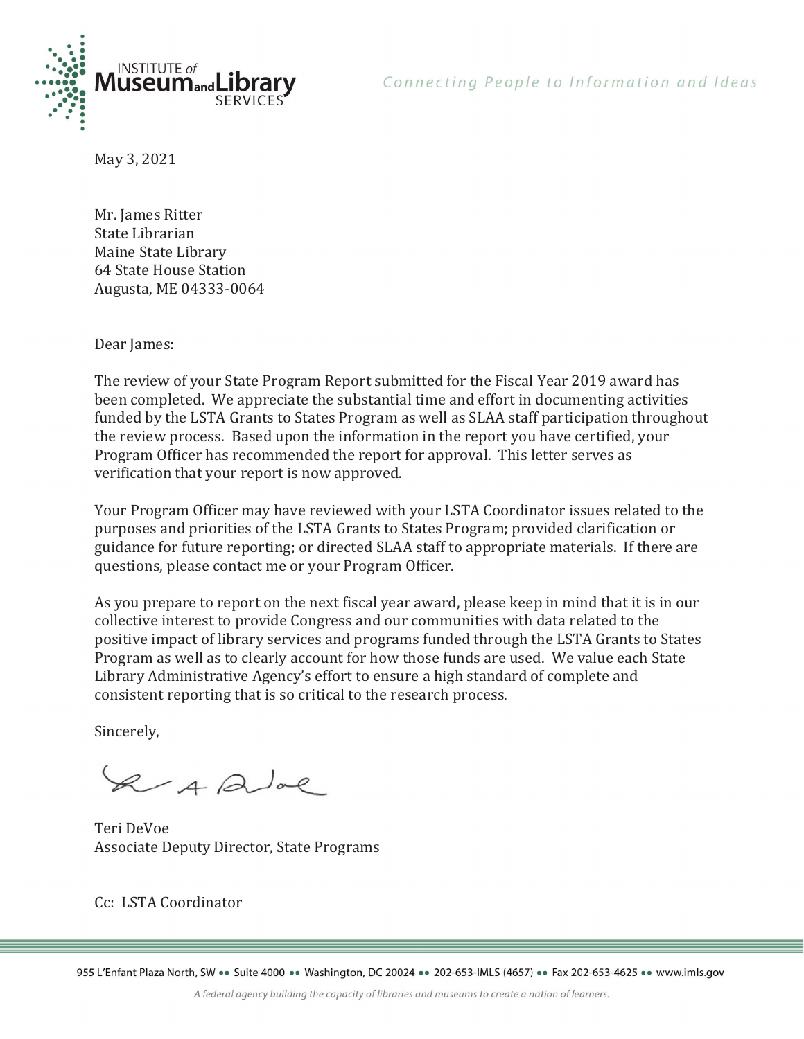INSTITUTE of Museum and Library SERVICES

*Connecting People to Information and Ideas*

May 3, 2021

Mr. James Ritter
State Librarian
Maine State Library
64 State House Station
Augusta, ME 04333-0064

Dear James:

The review of your State Program Report submitted for the Fiscal Year 2019 award has been completed. We appreciate the substantial time and effort in documenting activities funded by the LSTA Grants to States Program as well as SLAA staff participation throughout the review process. Based upon the information in the report you have certified, your Program Officer has recommended the report for approval. This letter serves as verification that your report is now approved.

Your Program Officer may have reviewed with your LSTA Coordinator issues related to the purposes and priorities of the LSTA Grants to States Program; provided clarification or guidance for future reporting; or directed SLAA staff to appropriate materials. If there are questions, please contact me or your Program Officer.

As you prepare to report on the next fiscal year award, please keep in mind that it is in our collective interest to provide Congress and our communities with data related to the positive impact of library services and programs funded through the LSTA Grants to States Program as well as to clearly account for how those funds are used. We value each State Library Administrative Agency's effort to ensure a high standard of complete and consistent reporting that is so critical to the research process.

Sincerely,

Teri DeVoe
Associate Deputy Director, State Programs

Cc: LSTA Coordinator

955 L'Enfant Plaza North, SW •• Suite 4000 •• Washington, DC 20024 •• 202-653-IMLS (4657) •• Fax 202-653-4625 •• www.imls.gov

*A federal agency building the capacity of libraries and museums to create a nation of learners.*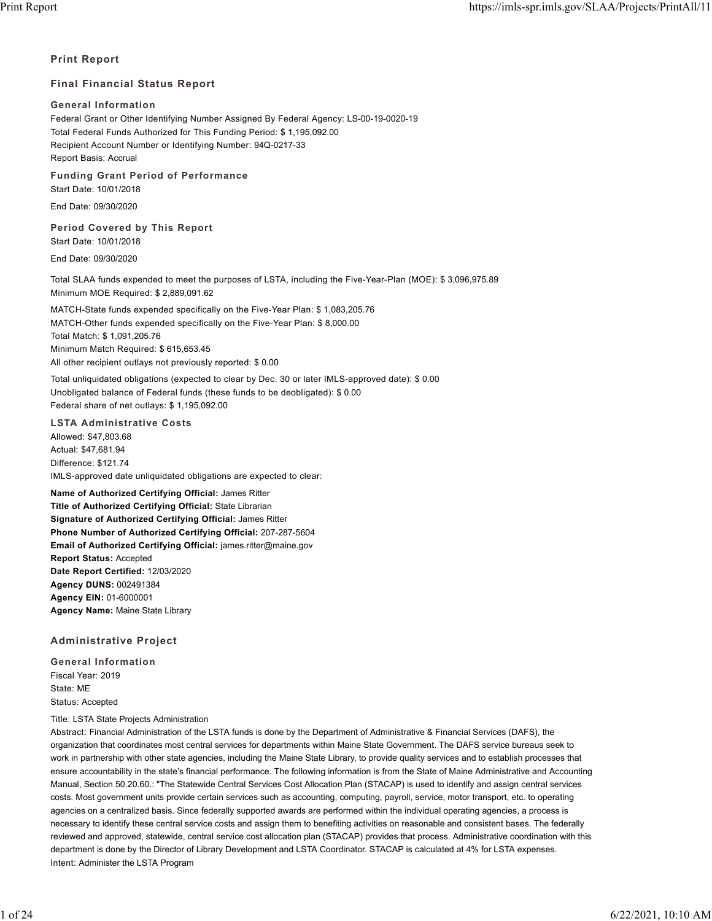## Print Report

## Final Financial Status Report

### General Information

Federal Grant or Other Identifying Number Assigned By Federal Agency: LS-00-19-0020-19
Total Federal Funds Authorized for This Funding Period: $ 1,195,092.00
Recipient Account Number or Identifying Number: 94Q-0217-33
Report Basis: Accrual

### Funding Grant Period of Performance

Start Date: 10/01/2018

End Date: 09/30/2020

### Period Covered by This Report

Start Date: 10/01/2018

End Date: 09/30/2020

Total SLAA funds expended to meet the purposes of LSTA, including the Five-Year-Plan (MOE): $ 3,096,975.89
Minimum MOE Required: $ 2,889,091.62

MATCH-State funds expended specifically on the Five-Year Plan: $ 1,083,205.76
MATCH-Other funds expended specifically on the Five-Year Plan: $ 8,000.00
Total Match: $ 1,091,205.76
Minimum Match Required: $ 615,653.45
All other recipient outlays not previously reported: $ 0.00

Total unliquidated obligations (expected to clear by Dec. 30 or later IMLS-approved date): $ 0.00
Unobligated balance of Federal funds (these funds to be deobligated): $ 0.00
Federal share of net outlays: $ 1,195,092.00

### LSTA Administrative Costs

Allowed: $47,803.68
Actual: $47,681.94
Difference: $121.74
IMLS-approved date unliquidated obligations are expected to clear:

**Name of Authorized Certifying Official:** James Ritter
**Title of Authorized Certifying Official:** State Librarian
**Signature of Authorized Certifying Official:** James Ritter
**Phone Number of Authorized Certifying Official:** 207-287-5604
**Email of Authorized Certifying Official:** james.ritter@maine.gov
**Report Status:** Accepted
**Date Report Certified:** 12/03/2020
**Agency DUNS:** 002491384
**Agency EIN:** 01-6000001
**Agency Name:** Maine State Library

## Administrative Project

### General Information

Fiscal Year: 2019
State: ME
Status: Accepted

Title: LSTA State Projects Administration
Abstract: Financial Administration of the LSTA funds is done by the Department of Administrative & Financial Services (DAFS), the organization that coordinates most central services for departments within Maine State Government. The DAFS service bureaus seek to work in partnership with other state agencies, including the Maine State Library, to provide quality services and to establish processes that ensure accountability in the state's financial performance. The following information is from the State of Maine Administrative and Accounting Manual, Section 50.20.60.: "The Statewide Central Services Cost Allocation Plan (STACAP) is used to identify and assign central services costs. Most government units provide certain services such as accounting, computing, payroll, service, motor transport, etc. to operating agencies on a centralized basis. Since federally supported awards are performed within the individual operating agencies, a process is necessary to identify these central service costs and assign them to benefiting activities on reasonable and consistent bases. The federally reviewed and approved, statewide, central service cost allocation plan (STACAP) provides that process. Administrative coordination with this department is done by the Director of Library Development and LSTA Coordinator. STACAP is calculated at 4% for LSTA expenses.
Intent: Administer the LSTA Program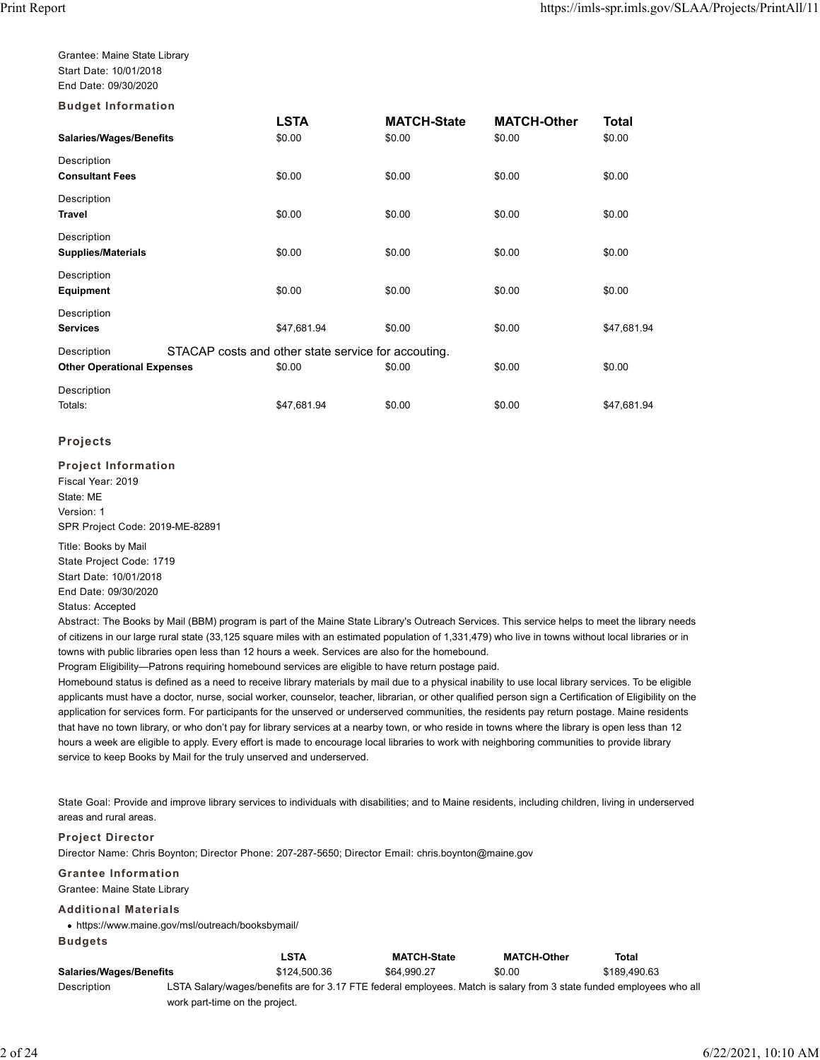Grantee: Maine State Library
Start Date: 10/01/2018
End Date: 09/30/2020

**Budget Information**

| | LSTA | MATCH-State | MATCH-Other | Total |
|---|---|---|---|---|
| **Salaries/Wages/Benefits** | $0.00 | $0.00 | $0.00 | $0.00 |
| Description | | | | |
| **Consultant Fees** | $0.00 | $0.00 | $0.00 | $0.00 |
| Description | | | | |
| **Travel** | $0.00 | $0.00 | $0.00 | $0.00 |
| Description | | | | |
| **Supplies/Materials** | $0.00 | $0.00 | $0.00 | $0.00 |
| Description | | | | |
| **Equipment** | $0.00 | $0.00 | $0.00 | $0.00 |
| Description | | | | |
| **Services** | $47,681.94 | $0.00 | $0.00 | $47,681.94 |
| Description | STACAP costs and other state service for accouting. | | | |
| **Other Operational Expenses** | $0.00 | $0.00 | $0.00 | $0.00 |
| Description | | | | |
| Totals: | $47,681.94 | $0.00 | $0.00 | $47,681.94 |

## Projects

### Project Information

Fiscal Year: 2019
State: ME
Version: 1
SPR Project Code: 2019-ME-82891

Title: Books by Mail
State Project Code: 1719
Start Date: 10/01/2018
End Date: 09/30/2020
Status: Accepted

Abstract: The Books by Mail (BBM) program is part of the Maine State Library's Outreach Services. This service helps to meet the library needs of citizens in our large rural state (33,125 square miles with an estimated population of 1,331,479) who live in towns without local libraries or in towns with public libraries open less than 12 hours a week. Services are also for the homebound.

Program Eligibility—Patrons requiring homebound services are eligible to have return postage paid.

Homebound status is defined as a need to receive library materials by mail due to a physical inability to use local library services. To be eligible applicants must have a doctor, nurse, social worker, counselor, teacher, librarian, or other qualified person sign a Certification of Eligibility on the application for services form. For participants for the unserved or underserved communities, the residents pay return postage. Maine residents that have no town library, or who don't pay for library services at a nearby town, or who reside in towns where the library is open less than 12 hours a week are eligible to apply. Every effort is made to encourage local libraries to work with neighboring communities to provide library service to keep Books by Mail for the truly unserved and underserved.

State Goal: Provide and improve library services to individuals with disabilities; and to Maine residents, including children, living in underserved areas and rural areas.

### Project Director

Director Name: Chris Boynton; Director Phone: 207-287-5650; Director Email: chris.boynton@maine.gov

### Grantee Information

Grantee: Maine State Library

### Additional Materials

- https://www.maine.gov/msl/outreach/booksbymail/

### Budgets

| | LSTA | MATCH-State | MATCH-Other | Total |
|---|---|---|---|---|
| **Salaries/Wages/Benefits** | $124,500.36 | $64,990.27 | $0.00 | $189,490.63 |
| Description | LSTA Salary/wages/benefits are for 3.17 FTE federal employees. Match is salary from 3 state funded employees who all work part-time on the project. | | | |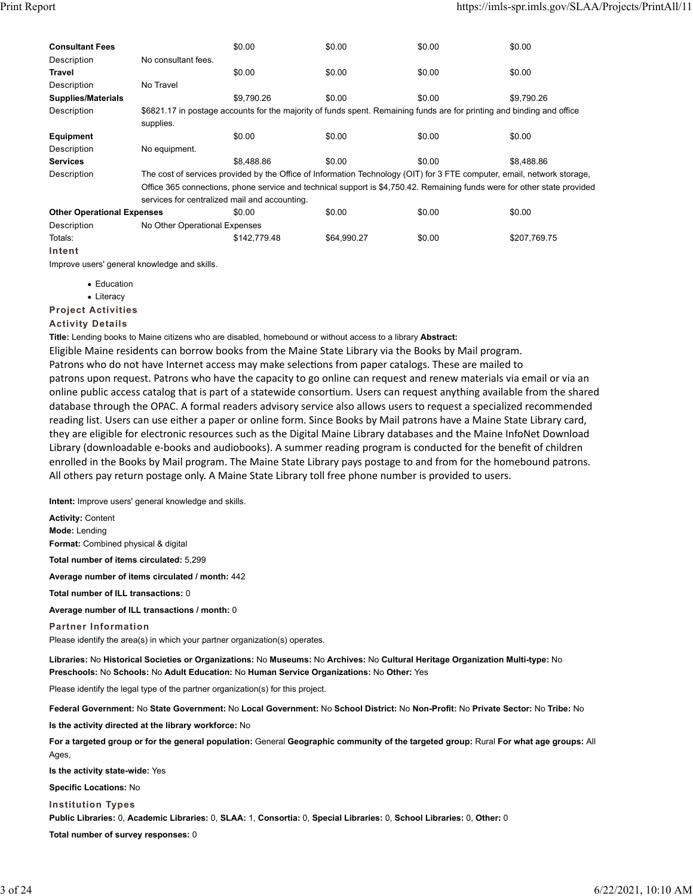| | | | | | |
|---|---|---|---|---|---|
| **Consultant Fees** | | $0.00 | $0.00 | $0.00 | $0.00 |
| Description | No consultant fees. | | | | |
| **Travel** | | $0.00 | $0.00 | $0.00 | $0.00 |
| Description | No Travel | | | | |
| **Supplies/Materials** | | $9,790.26 | $0.00 | $0.00 | $9,790.26 |
| Description | $6821.17 in postage accounts for the majority of funds spent. Remaining funds are for printing and binding and office supplies. | | | | |
| **Equipment** | | $0.00 | $0.00 | $0.00 | $0.00 |
| Description | No equipment. | | | | |
| **Services** | | $8,488.86 | $0.00 | $0.00 | $8,488.86 |
| Description | The cost of services provided by the Office of Information Technology (OIT) for 3 FTE computer, email, network storage, Office 365 connections, phone service and technical support is $4,750.42. Remaining funds were for other state provided services for centralized mail and accounting. | | | | |
| **Other Operational Expenses** | | $0.00 | $0.00 | $0.00 | $0.00 |
| Description | No Other Operational Expenses | | | | |
| Totals: | | $142,779.48 | $64,990.27 | $0.00 | $207,769.75 |

**Intent**

Improve users' general knowledge and skills.

- Education
- Literacy

**Project Activities**

**Activity Details**

**Title:** Lending books to Maine citizens who are disabled, homebound or without access to a library **Abstract:**

Eligible Maine residents can borrow books from the Maine State Library via the Books by Mail program. Patrons who do not have Internet access may make selections from paper catalogs. These are mailed to patrons upon request. Patrons who have the capacity to go online can request and renew materials via email or via an online public access catalog that is part of a statewide consortium. Users can request anything available from the shared database through the OPAC. A formal readers advisory service also allows users to request a specialized recommended reading list. Users can use either a paper or online form. Since Books by Mail patrons have a Maine State Library card, they are eligible for electronic resources such as the Digital Maine Library databases and the Maine InfoNet Download Library (downloadable e-books and audiobooks). A summer reading program is conducted for the benefit of children enrolled in the Books by Mail program. The Maine State Library pays postage to and from for the homebound patrons. All others pay return postage only. A Maine State Library toll free phone number is provided to users.

**Intent:** Improve users' general knowledge and skills.

**Activity:** Content
**Mode:** Lending
**Format:** Combined physical & digital

**Total number of items circulated:** 5,299

**Average number of items circulated / month:** 442

**Total number of ILL transactions:** 0

**Average number of ILL transactions / month:** 0

**Partner Information**

Please identify the area(s) in which your partner organization(s) operates.

**Libraries:** No **Historical Societies or Organizations:** No **Museums:** No **Archives:** No **Cultural Heritage Organization Multi-type:** No **Preschools:** No **Schools:** No **Adult Education:** No **Human Service Organizations:** No **Other:** Yes

Please identify the legal type of the partner organization(s) for this project.

**Federal Government:** No **State Government:** No **Local Government:** No **School District:** No **Non-Profit:** No **Private Sector:** No **Tribe:** No

**Is the activity directed at the library workforce:** No

**For a targeted group or for the general population:** General **Geographic community of the targeted group:** Rural **For what age groups:** All Ages,

**Is the activity state-wide:** Yes

**Specific Locations:** No

**Institution Types**

**Public Libraries:** 0, **Academic Libraries:** 0, **SLAA:** 1, **Consortia:** 0, **Special Libraries:** 0, **School Libraries:** 0, **Other:** 0

**Total number of survey responses:** 0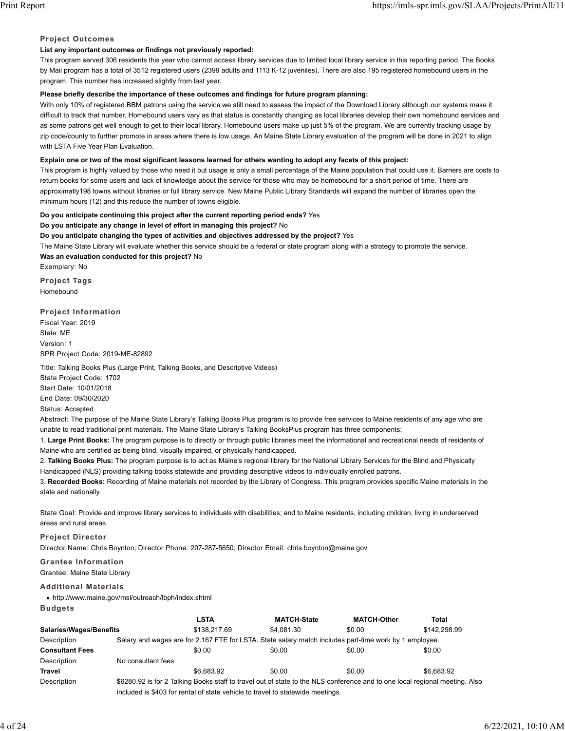### Project Outcomes

**List any important outcomes or findings not previously reported:**

This program served 306 residents this year who cannot access library services due to limited local library service in this reporting period. The Books by Mail program has a total of 3512 registered users (2399 adults and 1113 K-12 juveniles). There are also 195 registered homebound users in the program. This number has increased slightly from last year.

**Please briefly describe the importance of these outcomes and findings for future program planning:**

With only 10% of registered BBM patrons using the service we still need to assess the impact of the Download Library although our systems make it difficult to track that number. Homebound users vary as that status is constantly changing as local libraries develop their own homebound services and as some patrons get well enough to get to their local library. Homebound users make up just 5% of the program. We are currently tracking usage by zip code/county to further promote in areas where there is low usage. An Maine State Library evaluation of the program will be done in 2021 to align with LSTA Five Year Plan Evaluation.

**Explain one or two of the most significant lessons learned for others wanting to adopt any facets of this project:**

This program is highly valued by those who need it but usage is only a small percentage of the Maine population that could use it. Barriers are costs to return books for some users and lack of knowledge about the service for those who may be homebound for a short period of time. There are approximatly198 towns without libraries or full library service. New Maine Public Library Standards will expand the number of libraries open the minimum hours (12) and this reduce the number of towns eligible.

**Do you anticipate continuing this project after the current reporting period ends?** Yes
**Do you anticipate any change in level of effort in managing this project?** No
**Do you anticipate changing the types of activities and objectives addressed by the project?** Yes
The Maine State Library will evaluate whether this service should be a federal or state program along with a strategy to promote the service.
**Was an evaluation conducted for this project?** No
Exemplary: No

### Project Tags

Homebound

### Project Information

Fiscal Year: 2019
State: ME
Version: 1
SPR Project Code: 2019-ME-82892

Title: Talking Books Plus (Large Print, Talking Books, and Descriptive Videos)
State Project Code: 1702
Start Date: 10/01/2018
End Date: 09/30/2020
Status: Accepted
Abstract: The purpose of the Maine State Library's Talking Books Plus program is to provide free services to Maine residents of any age who are unable to read traditional print materials. The Maine State Library's Talking BooksPlus program has three components:

1. **Large Print Books:** The program purpose is to directly or through public libraries meet the informational and recreational needs of residents of Maine who are certified as being blind, visually impaired, or physically handicapped.
2. **Talking Books Plus:** The program purpose is to act as Maine's regional library for the National Library Services for the Blind and Physically Handicapped (NLS) providing talking books statewide and providing descriptive videos to individually enrolled patrons.
3. **Recorded Books:** Recording of Maine materials not recorded by the Library of Congress. This program provides specific Maine materials in the state and nationally.

State Goal: Provide and improve library services to individuals with disabilities; and to Maine residents, including children, living in underserved areas and rural areas.

### Project Director

Director Name: Chris Boynton; Director Phone: 207-287-5650; Director Email: chris.boynton@maine.gov

### Grantee Information

Grantee: Maine State Library

### Additional Materials

- http://www.maine.gov/msl/outreach/lbph/index.shtml

### Budgets

| | LSTA | MATCH-State | MATCH-Other | Total |
|---|---|---|---|---|
| **Salaries/Wages/Benefits** | $138,217.69 | $4,081.30 | $0.00 | $142,298.99 |
| Description | Salary and wages are for 2.167 FTE for LSTA. State salary match includes part-time work by 1 employee. | | | |
| **Consultant Fees** | $0.00 | $0.00 | $0.00 | $0.00 |
| Description | No consultant fees | | | |
| **Travel** | $6,683.92 | $0.00 | $0.00 | $6,683.92 |
| Description | $6280.92 is for 2 Talking Books staff to travel out of state to the NLS conference and to one local regional meeting. Also included is $403 for rental of state vehicle to travel to statewide meetings. | | | |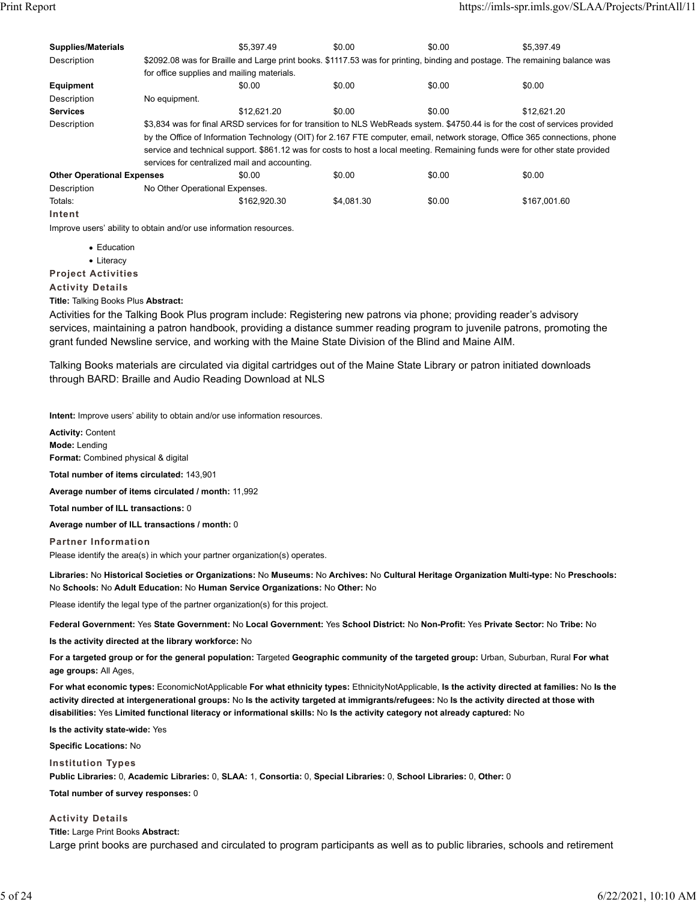| | | | | | |
|---|---|---|---|---|---|
| **Supplies/Materials** | | $5,397.49 | $0.00 | $0.00 | $5,397.49 |
| Description | $2092.08 was for Braille and Large print books. $1117.53 was for printing, binding and postage. The remaining balance was for office supplies and mailing materials. | | | | |
| **Equipment** | | $0.00 | $0.00 | $0.00 | $0.00 |
| Description | No equipment. | | | | |
| **Services** | | $12,621.20 | $0.00 | $0.00 | $12,621.20 |
| Description | $3,834 was for final ARSD services for for transition to NLS WebReads system. $4750.44 is for the cost of services provided by the Office of Information Technology (OIT) for 2.167 FTE computer, email, network storage, Office 365 connections, phone service and technical support. $861.12 was for costs to host a local meeting. Remaining funds were for other state provided services for centralized mail and accounting. | | | | |
| **Other Operational Expenses** | | $0.00 | $0.00 | $0.00 | $0.00 |
| Description | No Other Operational Expenses. | | | | |
| Totals: | | $162,920.30 | $4,081.30 | $0.00 | $167,001.60 |

### Intent

Improve users' ability to obtain and/or use information resources.

- Education
- Literacy

### Project Activities

### Activity Details

**Title:** Talking Books Plus **Abstract:**

Activities for the Talking Book Plus program include: Registering new patrons via phone; providing reader's advisory services, maintaining a patron handbook, providing a distance summer reading program to juvenile patrons, promoting the grant funded Newsline service, and working with the Maine State Division of the Blind and Maine AIM.

Talking Books materials are circulated via digital cartridges out of the Maine State Library or patron initiated downloads through BARD: Braille and Audio Reading Download at NLS

**Intent:** Improve users' ability to obtain and/or use information resources.

**Activity:** Content
**Mode:** Lending
**Format:** Combined physical & digital

**Total number of items circulated:** 143,901

**Average number of items circulated / month:** 11,992

**Total number of ILL transactions:** 0

**Average number of ILL transactions / month:** 0

### Partner Information

Please identify the area(s) in which your partner organization(s) operates.

**Libraries:** No **Historical Societies or Organizations:** No **Museums:** No **Archives:** No **Cultural Heritage Organization Multi-type:** No **Preschools:** No **Schools:** No **Adult Education:** No **Human Service Organizations:** No **Other:** No

Please identify the legal type of the partner organization(s) for this project.

**Federal Government:** Yes **State Government:** No **Local Government:** Yes **School District:** No **Non-Profit:** Yes **Private Sector:** No **Tribe:** No

**Is the activity directed at the library workforce:** No

**For a targeted group or for the general population:** Targeted **Geographic community of the targeted group:** Urban, Suburban, Rural **For what age groups:** All Ages,

**For what economic types:** EconomicNotApplicable **For what ethnicity types:** EthnicityNotApplicable, **Is the activity directed at families:** No **Is the activity directed at intergenerational groups:** No **Is the activity targeted at immigrants/refugees:** No **Is the activity directed at those with disabilities:** Yes **Limited functional literacy or informational skills:** No **Is the activity category not already captured:** No

**Is the activity state-wide:** Yes

**Specific Locations:** No

### Institution Types

**Public Libraries:** 0, **Academic Libraries:** 0, **SLAA:** 1, **Consortia:** 0, **Special Libraries:** 0, **School Libraries:** 0, **Other:** 0

**Total number of survey responses:** 0

### Activity Details

**Title:** Large Print Books **Abstract:**

Large print books are purchased and circulated to program participants as well as to public libraries, schools and retirement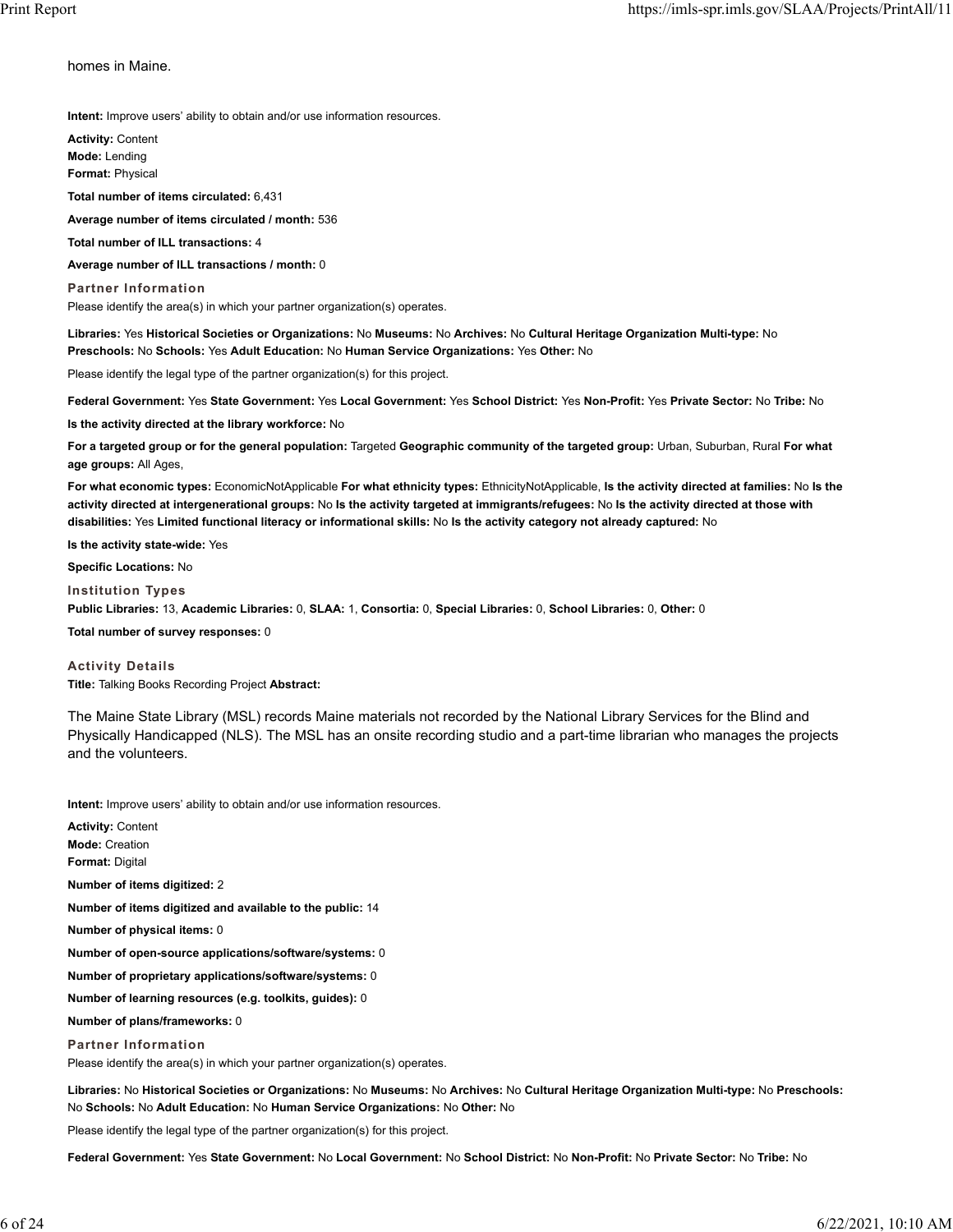homes in Maine.

**Intent:** Improve users' ability to obtain and/or use information resources.

**Activity:** Content
**Mode:** Lending
**Format:** Physical

**Total number of items circulated:** 6,431

**Average number of items circulated / month:** 536

**Total number of ILL transactions:** 4

**Average number of ILL transactions / month:** 0

**Partner Information**

Please identify the area(s) in which your partner organization(s) operates.

**Libraries:** Yes **Historical Societies or Organizations:** No **Museums:** No **Archives:** No **Cultural Heritage Organization Multi-type:** No **Preschools:** No **Schools:** Yes **Adult Education:** No **Human Service Organizations:** Yes **Other:** No

Please identify the legal type of the partner organization(s) for this project.

**Federal Government:** Yes **State Government:** Yes **Local Government:** Yes **School District:** Yes **Non-Profit:** Yes **Private Sector:** No **Tribe:** No

**Is the activity directed at the library workforce:** No

**For a targeted group or for the general population:** Targeted **Geographic community of the targeted group:** Urban, Suburban, Rural **For what age groups:** All Ages,

**For what economic types:** EconomicNotApplicable **For what ethnicity types:** EthnicityNotApplicable, **Is the activity directed at families:** No **Is the activity directed at intergenerational groups:** No **Is the activity targeted at immigrants/refugees:** No **Is the activity directed at those with disabilities:** Yes **Limited functional literacy or informational skills:** No **Is the activity category not already captured:** No

**Is the activity state-wide:** Yes

**Specific Locations:** No

**Institution Types**

**Public Libraries:** 13, **Academic Libraries:** 0, **SLAA:** 1, **Consortia:** 0, **Special Libraries:** 0, **School Libraries:** 0, **Other:** 0

**Total number of survey responses:** 0

**Activity Details**

**Title:** Talking Books Recording Project **Abstract:**

The Maine State Library (MSL) records Maine materials not recorded by the National Library Services for the Blind and Physically Handicapped (NLS). The MSL has an onsite recording studio and a part-time librarian who manages the projects and the volunteers.

**Intent:** Improve users' ability to obtain and/or use information resources.

**Activity:** Content
**Mode:** Creation
**Format:** Digital

**Number of items digitized:** 2

**Number of items digitized and available to the public:** 14

**Number of physical items:** 0

**Number of open-source applications/software/systems:** 0

**Number of proprietary applications/software/systems:** 0

**Number of learning resources (e.g. toolkits, guides):** 0

**Number of plans/frameworks:** 0

**Partner Information**

Please identify the area(s) in which your partner organization(s) operates.

**Libraries:** No **Historical Societies or Organizations:** No **Museums:** No **Archives:** No **Cultural Heritage Organization Multi-type:** No **Preschools:** No **Schools:** No **Adult Education:** No **Human Service Organizations:** No **Other:** No

Please identify the legal type of the partner organization(s) for this project.

**Federal Government:** Yes **State Government:** No **Local Government:** No **School District:** No **Non-Profit:** No **Private Sector:** No **Tribe:** No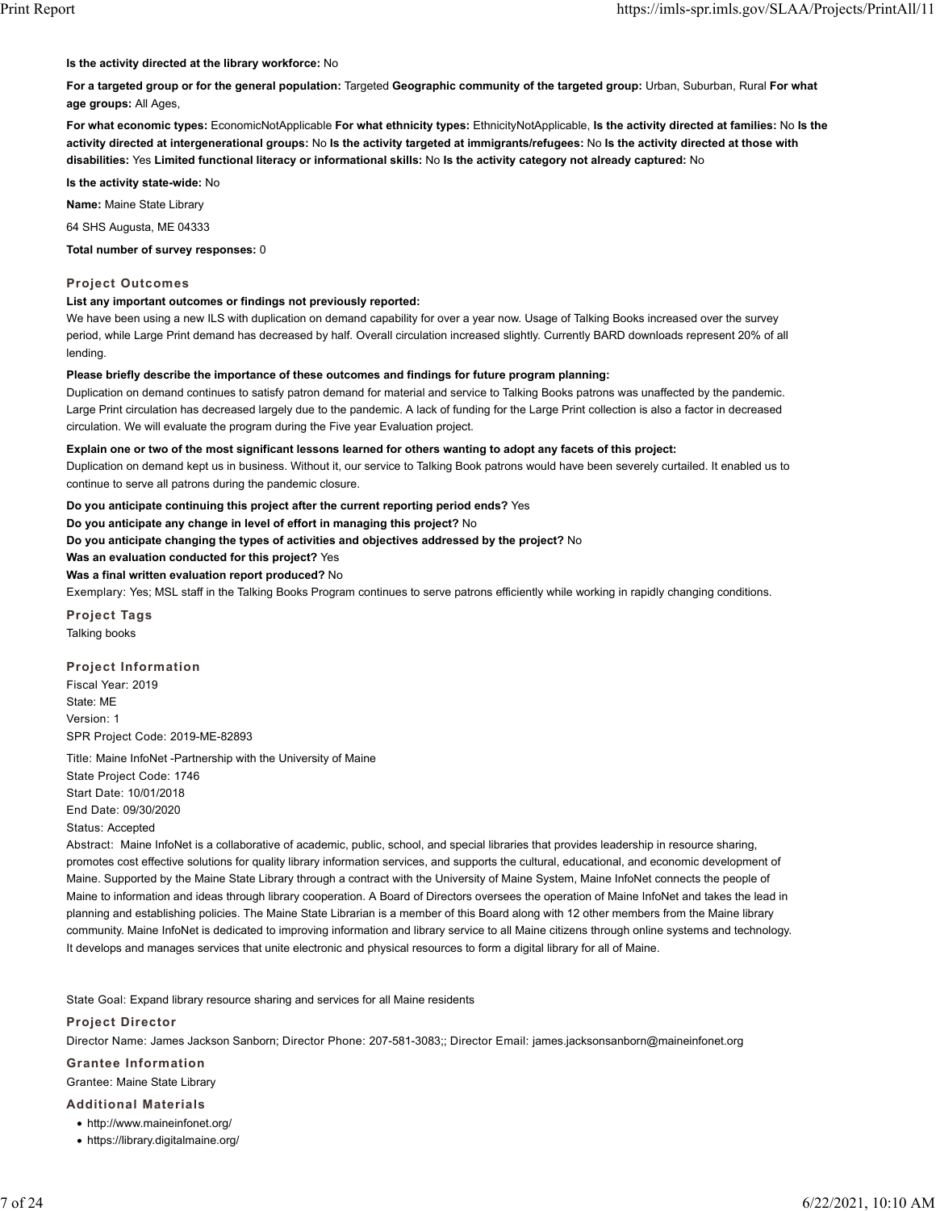**Is the activity directed at the library workforce:** No

**For a targeted group or for the general population:** Targeted **Geographic community of the targeted group:** Urban, Suburban, Rural **For what age groups:** All Ages,

**For what economic types:** EconomicNotApplicable **For what ethnicity types:** EthnicityNotApplicable, **Is the activity directed at families:** No **Is the activity directed at intergenerational groups:** No **Is the activity targeted at immigrants/refugees:** No **Is the activity directed at those with disabilities:** Yes **Limited functional literacy or informational skills:** No **Is the activity category not already captured:** No

**Is the activity state-wide:** No

**Name:** Maine State Library

64 SHS Augusta, ME 04333

**Total number of survey responses:** 0

### Project Outcomes

**List any important outcomes or findings not previously reported:**

We have been using a new ILS with duplication on demand capability for over a year now. Usage of Talking Books increased over the survey period, while Large Print demand has decreased by half. Overall circulation increased slightly. Currently BARD downloads represent 20% of all lending.

**Please briefly describe the importance of these outcomes and findings for future program planning:**

Duplication on demand continues to satisfy patron demand for material and service to Talking Books patrons was unaffected by the pandemic. Large Print circulation has decreased largely due to the pandemic. A lack of funding for the Large Print collection is also a factor in decreased circulation. We will evaluate the program during the Five year Evaluation project.

**Explain one or two of the most significant lessons learned for others wanting to adopt any facets of this project:**

Duplication on demand kept us in business. Without it, our service to Talking Book patrons would have been severely curtailed. It enabled us to continue to serve all patrons during the pandemic closure.

**Do you anticipate continuing this project after the current reporting period ends?** Yes

**Do you anticipate any change in level of effort in managing this project?** No

**Do you anticipate changing the types of activities and objectives addressed by the project?** No

**Was an evaluation conducted for this project?** Yes

**Was a final written evaluation report produced?** No

Exemplary: Yes; MSL staff in the Talking Books Program continues to serve patrons efficiently while working in rapidly changing conditions.

### Project Tags

Talking books

### Project Information

Fiscal Year: 2019
State: ME
Version: 1
SPR Project Code: 2019-ME-82893

Title: Maine InfoNet -Partnership with the University of Maine
State Project Code: 1746
Start Date: 10/01/2018
End Date: 09/30/2020
Status: Accepted

Abstract: Maine InfoNet is a collaborative of academic, public, school, and special libraries that provides leadership in resource sharing, promotes cost effective solutions for quality library information services, and supports the cultural, educational, and economic development of Maine. Supported by the Maine State Library through a contract with the University of Maine System, Maine InfoNet connects the people of Maine to information and ideas through library cooperation. A Board of Directors oversees the operation of Maine InfoNet and takes the lead in planning and establishing policies. The Maine State Librarian is a member of this Board along with 12 other members from the Maine library community. Maine InfoNet is dedicated to improving information and library service to all Maine citizens through online systems and technology. It develops and manages services that unite electronic and physical resources to form a digital library for all of Maine.

State Goal: Expand library resource sharing and services for all Maine residents

### Project Director

Director Name: James Jackson Sanborn; Director Phone: 207-581-3083;; Director Email: james.jacksonsanborn@maineinfonet.org

### Grantee Information

Grantee: Maine State Library

### Additional Materials

- http://www.maineinfonet.org/
- https://library.digitalmaine.org/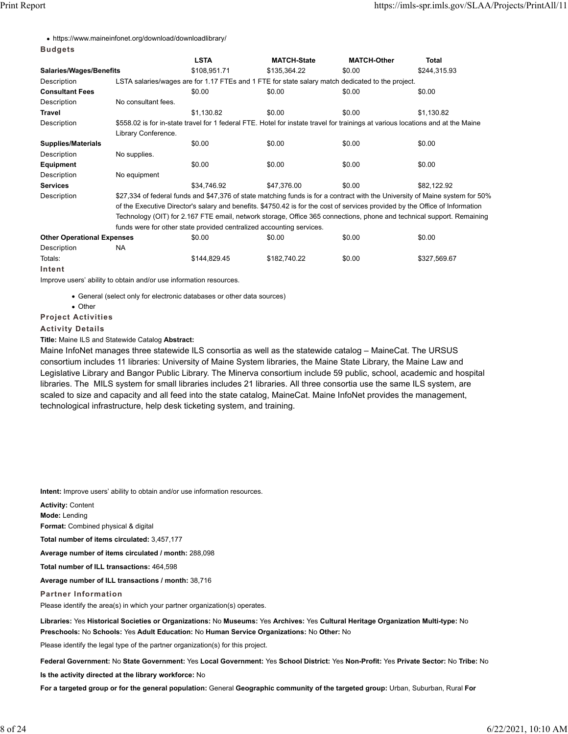- https://www.maineinfonet.org/download/downloadlibrary/

**Budgets**

| | LSTA | MATCH-State | MATCH-Other | Total |
|---|---|---|---|---|
| **Salaries/Wages/Benefits** | $108,951.71 | $135,364.22 | $0.00 | $244,315.93 |
| Description | LSTA salaries/wages are for 1.17 FTEs and 1 FTE for state salary match dedicated to the project. | | | |
| **Consultant Fees** | $0.00 | $0.00 | $0.00 | $0.00 |
| Description | No consultant fees. | | | |
| **Travel** | $1,130.82 | $0.00 | $0.00 | $1,130.82 |
| Description | $558.02 is for in-state travel for 1 federal FTE. Hotel for instate travel for trainings at various locations and at the Maine Library Conference. | | | |
| **Supplies/Materials** | $0.00 | $0.00 | $0.00 | $0.00 |
| Description | No supplies. | | | |
| **Equipment** | $0.00 | $0.00 | $0.00 | $0.00 |
| Description | No equipment | | | |
| **Services** | $34,746.92 | $47,376.00 | $0.00 | $82,122.92 |
| Description | $27,334 of federal funds and $47,376 of state matching funds is for a contract with the University of Maine system for 50% of the Executive Director's salary and benefits. $4750.42 is for the cost of services provided by the Office of Information Technology (OIT) for 2.167 FTE email, network storage, Office 365 connections, phone and technical support. Remaining funds were for other state provided centralized accounting services. | | | |
| **Other Operational Expenses** | $0.00 | $0.00 | $0.00 | $0.00 |
| Description | NA | | | |
| Totals: | $144,829.45 | $182,740.22 | $0.00 | $327,569.67 |

**Intent**

Improve users' ability to obtain and/or use information resources.

- General (select only for electronic databases or other data sources)
- Other

**Project Activities**

**Activity Details**

**Title:** Maine ILS and Statewide Catalog **Abstract:**

Maine InfoNet manages three statewide ILS consortia as well as the statewide catalog – MaineCat. The URSUS consortium includes 11 libraries: University of Maine System libraries, the Maine State Library, the Maine Law and Legislative Library and Bangor Public Library. The Minerva consortium include 59 public, school, academic and hospital libraries. The MILS system for small libraries includes 21 libraries. All three consortia use the same ILS system, are scaled to size and capacity and all feed into the state catalog, MaineCat. Maine InfoNet provides the management, technological infrastructure, help desk ticketing system, and training.

**Intent:** Improve users' ability to obtain and/or use information resources.

**Activity:** Content

**Mode:** Lending

**Format:** Combined physical & digital

**Total number of items circulated:** 3,457,177

**Average number of items circulated / month:** 288,098

**Total number of ILL transactions:** 464,598

**Average number of ILL transactions / month:** 38,716

**Partner Information**

Please identify the area(s) in which your partner organization(s) operates.

**Libraries:** Yes **Historical Societies or Organizations:** No **Museums:** Yes **Archives:** Yes **Cultural Heritage Organization Multi-type:** No **Preschools:** No **Schools:** Yes **Adult Education:** No **Human Service Organizations:** No **Other:** No

Please identify the legal type of the partner organization(s) for this project.

**Federal Government:** No **State Government:** Yes **Local Government:** Yes **School District:** Yes **Non-Profit:** Yes **Private Sector:** No **Tribe:** No

**Is the activity directed at the library workforce:** No

**For a targeted group or for the general population:** General **Geographic community of the targeted group:** Urban, Suburban, Rural **For**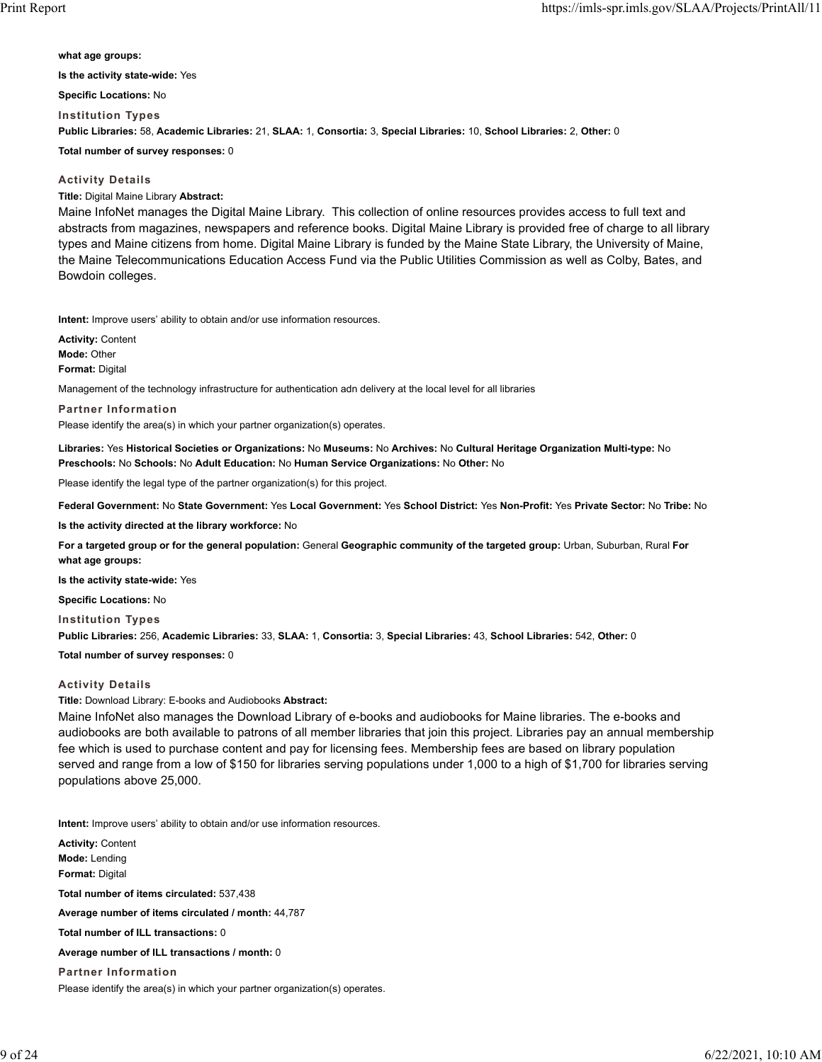**what age groups:**

**Is the activity state-wide:** Yes

**Specific Locations:** No

### Institution Types

**Public Libraries:** 58, **Academic Libraries:** 21, **SLAA:** 1, **Consortia:** 3, **Special Libraries:** 10, **School Libraries:** 2, **Other:** 0

**Total number of survey responses:** 0

### Activity Details

**Title:** Digital Maine Library **Abstract:**

Maine InfoNet manages the Digital Maine Library. This collection of online resources provides access to full text and abstracts from magazines, newspapers and reference books. Digital Maine Library is provided free of charge to all library types and Maine citizens from home. Digital Maine Library is funded by the Maine State Library, the University of Maine, the Maine Telecommunications Education Access Fund via the Public Utilities Commission as well as Colby, Bates, and Bowdoin colleges.

**Intent:** Improve users' ability to obtain and/or use information resources.

**Activity:** Content
**Mode:** Other
**Format:** Digital

Management of the technology infrastructure for authentication adn delivery at the local level for all libraries

### Partner Information

Please identify the area(s) in which your partner organization(s) operates.

**Libraries:** Yes **Historical Societies or Organizations:** No **Museums:** No **Archives:** No **Cultural Heritage Organization Multi-type:** No **Preschools:** No **Schools:** No **Adult Education:** No **Human Service Organizations:** No **Other:** No

Please identify the legal type of the partner organization(s) for this project.

**Federal Government:** No **State Government:** Yes **Local Government:** Yes **School District:** Yes **Non-Profit:** Yes **Private Sector:** No **Tribe:** No

**Is the activity directed at the library workforce:** No

**For a targeted group or for the general population:** General **Geographic community of the targeted group:** Urban, Suburban, Rural **For what age groups:**

**Is the activity state-wide:** Yes

**Specific Locations:** No

### Institution Types

**Public Libraries:** 256, **Academic Libraries:** 33, **SLAA:** 1, **Consortia:** 3, **Special Libraries:** 43, **School Libraries:** 542, **Other:** 0

**Total number of survey responses:** 0

### Activity Details

**Title:** Download Library: E-books and Audiobooks **Abstract:**

Maine InfoNet also manages the Download Library of e-books and audiobooks for Maine libraries. The e-books and audiobooks are both available to patrons of all member libraries that join this project. Libraries pay an annual membership fee which is used to purchase content and pay for licensing fees. Membership fees are based on library population served and range from a low of $150 for libraries serving populations under 1,000 to a high of $1,700 for libraries serving populations above 25,000.

**Intent:** Improve users' ability to obtain and/or use information resources.

**Activity:** Content
**Mode:** Lending
**Format:** Digital

**Total number of items circulated:** 537,438

**Average number of items circulated / month:** 44,787

**Total number of ILL transactions:** 0

**Average number of ILL transactions / month:** 0

### Partner Information

Please identify the area(s) in which your partner organization(s) operates.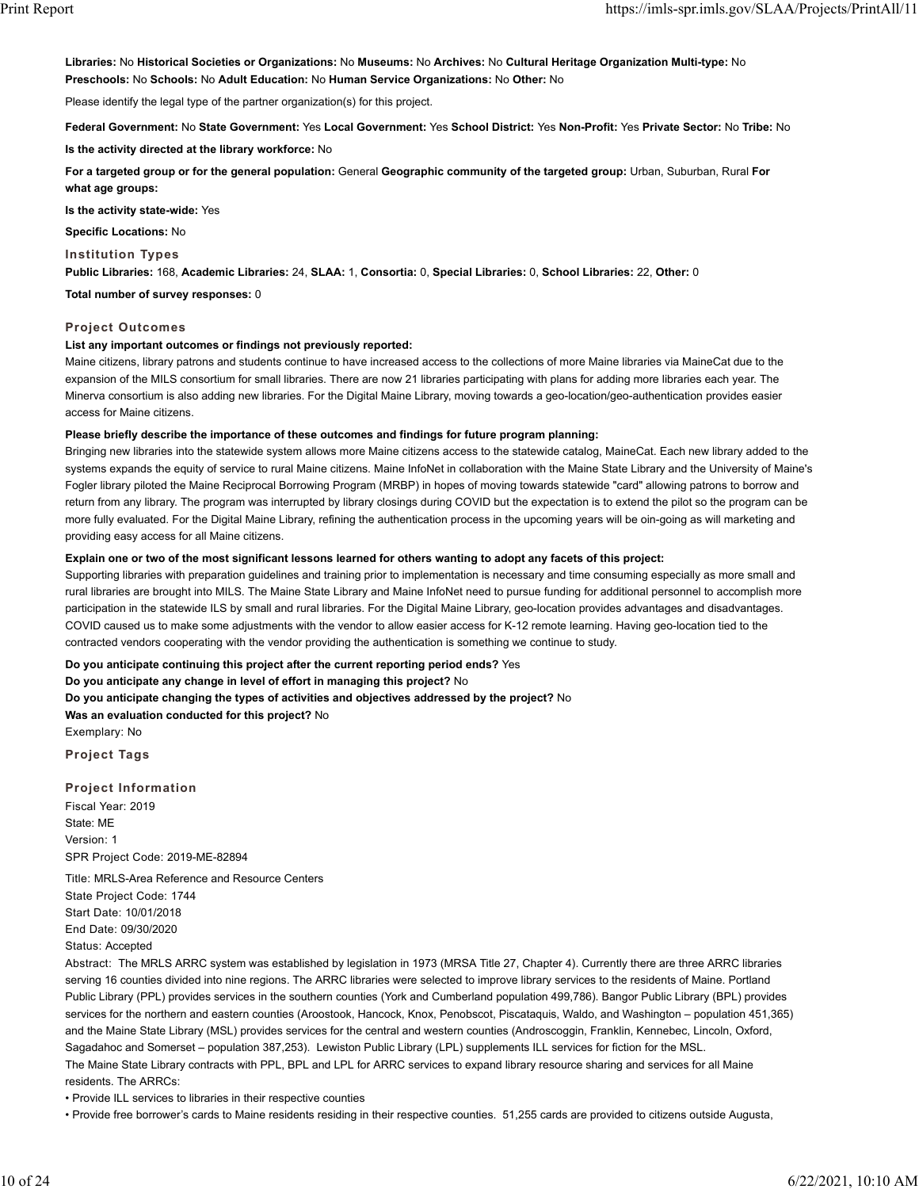**Libraries:** No **Historical Societies or Organizations:** No **Museums:** No **Archives:** No **Cultural Heritage Organization Multi-type:** No **Preschools:** No **Schools:** No **Adult Education:** No **Human Service Organizations:** No **Other:** No

Please identify the legal type of the partner organization(s) for this project.

**Federal Government:** No **State Government:** Yes **Local Government:** Yes **School District:** Yes **Non-Profit:** Yes **Private Sector:** No **Tribe:** No

**Is the activity directed at the library workforce:** No

**For a targeted group or for the general population:** General **Geographic community of the targeted group:** Urban, Suburban, Rural **For what age groups:**

**Is the activity state-wide:** Yes

**Specific Locations:** No

### Institution Types

**Public Libraries:** 168, **Academic Libraries:** 24, **SLAA:** 1, **Consortia:** 0, **Special Libraries:** 0, **School Libraries:** 22, **Other:** 0

**Total number of survey responses:** 0

### Project Outcomes

**List any important outcomes or findings not previously reported:**

Maine citizens, library patrons and students continue to have increased access to the collections of more Maine libraries via MaineCat due to the expansion of the MILS consortium for small libraries. There are now 21 libraries participating with plans for adding more libraries each year. The Minerva consortium is also adding new libraries. For the Digital Maine Library, moving towards a geo-location/geo-authentication provides easier access for Maine citizens.

**Please briefly describe the importance of these outcomes and findings for future program planning:**

Bringing new libraries into the statewide system allows more Maine citizens access to the statewide catalog, MaineCat. Each new library added to the systems expands the equity of service to rural Maine citizens. Maine InfoNet in collaboration with the Maine State Library and the University of Maine's Fogler library piloted the Maine Reciprocal Borrowing Program (MRBP) in hopes of moving towards statewide "card" allowing patrons to borrow and return from any library. The program was interrupted by library closings during COVID but the expectation is to extend the pilot so the program can be more fully evaluated. For the Digital Maine Library, refining the authentication process in the upcoming years will be oin-going as will marketing and providing easy access for all Maine citizens.

**Explain one or two of the most significant lessons learned for others wanting to adopt any facets of this project:**

Supporting libraries with preparation guidelines and training prior to implementation is necessary and time consuming especially as more small and rural libraries are brought into MILS. The Maine State Library and Maine InfoNet need to pursue funding for additional personnel to accomplish more participation in the statewide ILS by small and rural libraries. For the Digital Maine Library, geo-location provides advantages and disadvantages. COVID caused us to make some adjustments with the vendor to allow easier access for K-12 remote learning. Having geo-location tied to the contracted vendors cooperating with the vendor providing the authentication is something we continue to study.

**Do you anticipate continuing this project after the current reporting period ends?** Yes
**Do you anticipate any change in level of effort in managing this project?** No
**Do you anticipate changing the types of activities and objectives addressed by the project?** No
**Was an evaluation conducted for this project?** No
Exemplary: No

### Project Tags

### Project Information

Fiscal Year: 2019
State: ME
Version: 1
SPR Project Code: 2019-ME-82894

Title: MRLS-Area Reference and Resource Centers
State Project Code: 1744
Start Date: 10/01/2018
End Date: 09/30/2020
Status: Accepted

Abstract: The MRLS ARRC system was established by legislation in 1973 (MRSA Title 27, Chapter 4). Currently there are three ARRC libraries serving 16 counties divided into nine regions. The ARRC libraries were selected to improve library services to the residents of Maine. Portland Public Library (PPL) provides services in the southern counties (York and Cumberland population 499,786). Bangor Public Library (BPL) provides services for the northern and eastern counties (Aroostook, Hancock, Knox, Penobscot, Piscataquis, Waldo, and Washington – population 451,365) and the Maine State Library (MSL) provides services for the central and western counties (Androscoggin, Franklin, Kennebec, Lincoln, Oxford, Sagadahoc and Somerset – population 387,253). Lewiston Public Library (LPL) supplements ILL services for fiction for the MSL.
The Maine State Library contracts with PPL, BPL and LPL for ARRC services to expand library resource sharing and services for all Maine residents. The ARRCs:

- Provide ILL services to libraries in their respective counties
- Provide free borrower's cards to Maine residents residing in their respective counties. 51,255 cards are provided to citizens outside Augusta,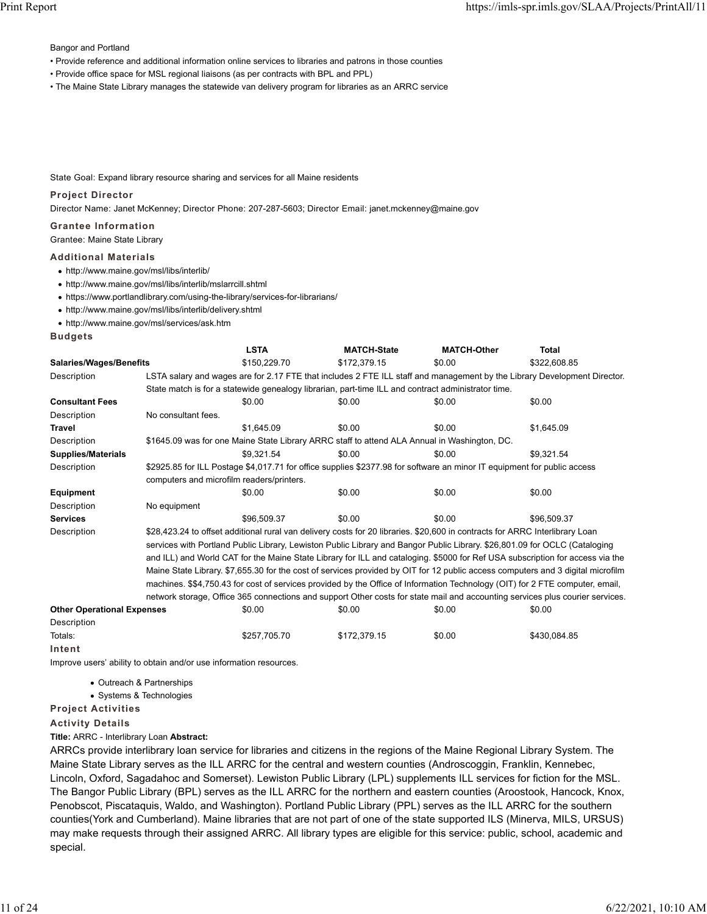Bangor and Portland

- Provide reference and additional information online services to libraries and patrons in those counties
- Provide office space for MSL regional liaisons (as per contracts with BPL and PPL)
- The Maine State Library manages the statewide van delivery program for libraries as an ARRC service

State Goal: Expand library resource sharing and services for all Maine residents

### Project Director

Director Name: Janet McKenney; Director Phone: 207-287-5603; Director Email: janet.mckenney@maine.gov

### Grantee Information

Grantee: Maine State Library

### Additional Materials

- http://www.maine.gov/msl/libs/interlib/
- http://www.maine.gov/msl/libs/interlib/mslarrcill.shtml
- https://www.portlandlibrary.com/using-the-library/services-for-librarians/
- http://www.maine.gov/msl/libs/interlib/delivery.shtml
- http://www.maine.gov/msl/services/ask.htm

### Budgets

| | LSTA | MATCH-State | MATCH-Other | Total |
|---|---|---|---|---|
| **Salaries/Wages/Benefits** | $150,229.70 | $172,379.15 | $0.00 | $322,608.85 |
| Description | LSTA salary and wages are for 2.17 FTE that includes 2 FTE ILL staff and management by the Library Development Director. State match is for a statewide genealogy librarian, part-time ILL and contract administrator time. | | | |
| **Consultant Fees** | $0.00 | $0.00 | $0.00 | $0.00 |
| Description | No consultant fees. | | | |
| **Travel** | $1,645.09 | $0.00 | $0.00 | $1,645.09 |
| Description | $1645.09 was for one Maine State Library ARRC staff to attend ALA Annual in Washington, DC. | | | |
| **Supplies/Materials** | $9,321.54 | $0.00 | $0.00 | $9,321.54 |
| Description | $2925.85 for ILL Postage $4,017.71 for office supplies $2377.98 for software an minor IT equipment for public access computers and microfilm readers/printers. | | | |
| **Equipment** | $0.00 | $0.00 | $0.00 | $0.00 |
| Description | No equipment | | | |
| **Services** | $96,509.37 | $0.00 | $0.00 | $96,509.37 |
| Description | $28,423.24 to offset additional rural van delivery costs for 20 libraries. $20,600 in contracts for ARRC Interlibrary Loan services with Portland Public Library, Lewiston Public Library and Bangor Public Library. $26,801.09 for OCLC (Cataloging and ILL) and World CAT for the Maine State Library for ILL and cataloging. $5000 for Ref USA subscription for access via the Maine State Library. $7,655.30 for the cost of services provided by OIT for 12 public access computers and 3 digital microfilm machines. $$4,750.43 for cost of services provided by the Office of Information Technology (OIT) for 2 FTE computer, email, network storage, Office 365 connections and support Other costs for state mail and accounting services plus courier services. | | | |
| **Other Operational Expenses** | $0.00 | $0.00 | $0.00 | $0.00 |
| Description | | | | |
| Totals: | $257,705.70 | $172,379.15 | $0.00 | $430,084.85 |

### Intent

Improve users' ability to obtain and/or use information resources.

- Outreach & Partnerships
- Systems & Technologies

### Project Activities

### Activity Details

**Title:** ARRC - Interlibrary Loan **Abstract:**

ARRCs provide interlibrary loan service for libraries and citizens in the regions of the Maine Regional Library System. The Maine State Library serves as the ILL ARRC for the central and western counties (Androscoggin, Franklin, Kennebec, Lincoln, Oxford, Sagadahoc and Somerset). Lewiston Public Library (LPL) supplements ILL services for fiction for the MSL. The Bangor Public Library (BPL) serves as the ILL ARRC for the northern and eastern counties (Aroostook, Hancock, Knox, Penobscot, Piscataquis, Waldo, and Washington). Portland Public Library (PPL) serves as the ILL ARRC for the southern counties(York and Cumberland). Maine libraries that are not part of one of the state supported ILS (Minerva, MILS, URSUS) may make requests through their assigned ARRC. All library types are eligible for this service: public, school, academic and special.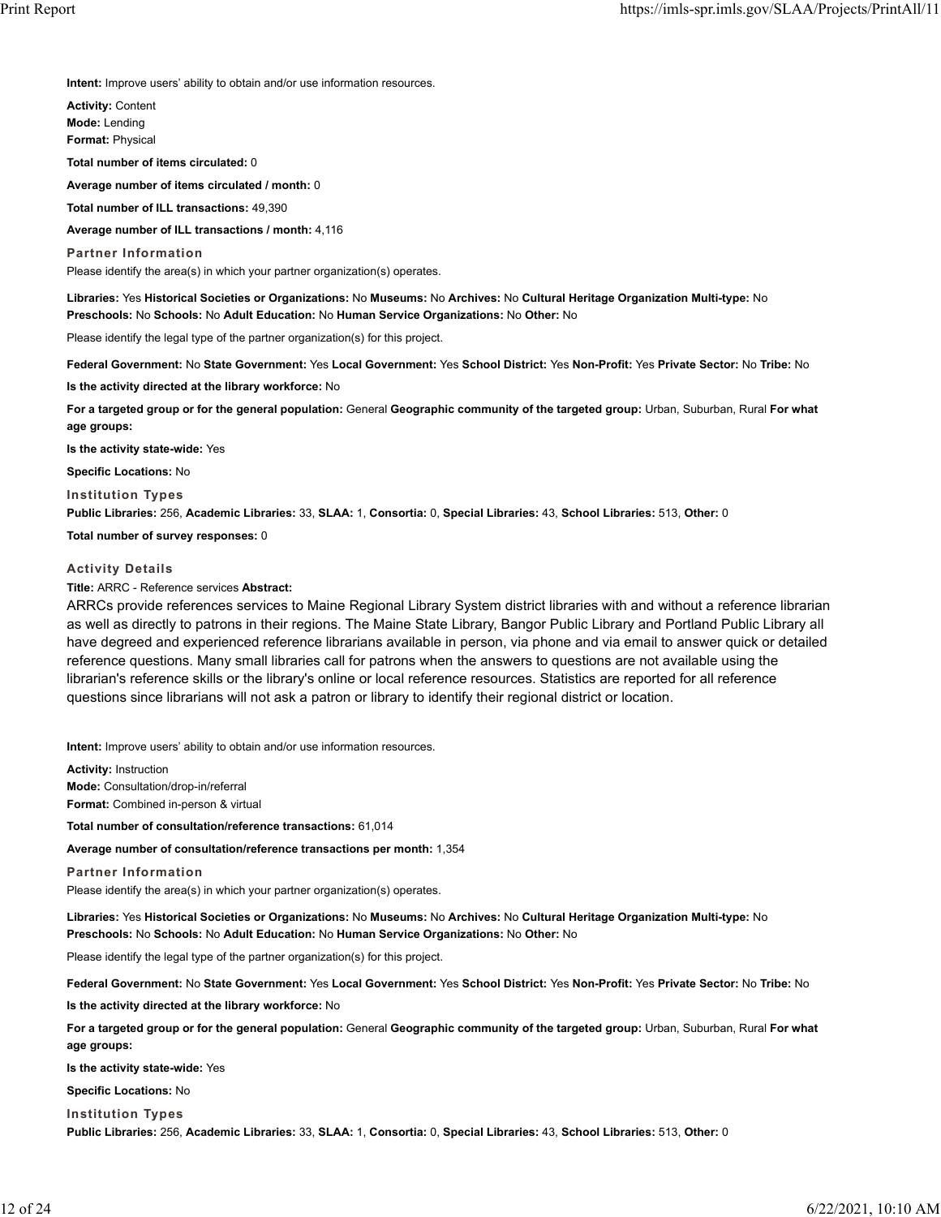**Intent:** Improve users' ability to obtain and/or use information resources.

**Activity:** Content
**Mode:** Lending
**Format:** Physical

**Total number of items circulated:** 0

**Average number of items circulated / month:** 0

**Total number of ILL transactions:** 49,390

**Average number of ILL transactions / month:** 4,116

### Partner Information

Please identify the area(s) in which your partner organization(s) operates.

**Libraries:** Yes **Historical Societies or Organizations:** No **Museums:** No **Archives:** No **Cultural Heritage Organization Multi-type:** No **Preschools:** No **Schools:** No **Adult Education:** No **Human Service Organizations:** No **Other:** No

Please identify the legal type of the partner organization(s) for this project.

**Federal Government:** No **State Government:** Yes **Local Government:** Yes **School District:** Yes **Non-Profit:** Yes **Private Sector:** No **Tribe:** No

**Is the activity directed at the library workforce:** No

**For a targeted group or for the general population:** General **Geographic community of the targeted group:** Urban, Suburban, Rural **For what age groups:**

**Is the activity state-wide:** Yes

**Specific Locations:** No

### Institution Types

**Public Libraries:** 256, **Academic Libraries:** 33, **SLAA:** 1, **Consortia:** 0, **Special Libraries:** 43, **School Libraries:** 513, **Other:** 0

**Total number of survey responses:** 0

### Activity Details

**Title:** ARRC - Reference services **Abstract:**

ARRCs provide references services to Maine Regional Library System district libraries with and without a reference librarian as well as directly to patrons in their regions. The Maine State Library, Bangor Public Library and Portland Public Library all have degreed and experienced reference librarians available in person, via phone and via email to answer quick or detailed reference questions. Many small libraries call for patrons when the answers to questions are not available using the librarian's reference skills or the library's online or local reference resources. Statistics are reported for all reference questions since librarians will not ask a patron or library to identify their regional district or location.

**Intent:** Improve users' ability to obtain and/or use information resources.

**Activity:** Instruction
**Mode:** Consultation/drop-in/referral
**Format:** Combined in-person & virtual

**Total number of consultation/reference transactions:** 61,014

**Average number of consultation/reference transactions per month:** 1,354

### Partner Information

Please identify the area(s) in which your partner organization(s) operates.

**Libraries:** Yes **Historical Societies or Organizations:** No **Museums:** No **Archives:** No **Cultural Heritage Organization Multi-type:** No **Preschools:** No **Schools:** No **Adult Education:** No **Human Service Organizations:** No **Other:** No

Please identify the legal type of the partner organization(s) for this project.

**Federal Government:** No **State Government:** Yes **Local Government:** Yes **School District:** Yes **Non-Profit:** Yes **Private Sector:** No **Tribe:** No

**Is the activity directed at the library workforce:** No

**For a targeted group or for the general population:** General **Geographic community of the targeted group:** Urban, Suburban, Rural **For what age groups:**

**Is the activity state-wide:** Yes

**Specific Locations:** No

### Institution Types

**Public Libraries:** 256, **Academic Libraries:** 33, **SLAA:** 1, **Consortia:** 0, **Special Libraries:** 43, **School Libraries:** 513, **Other:** 0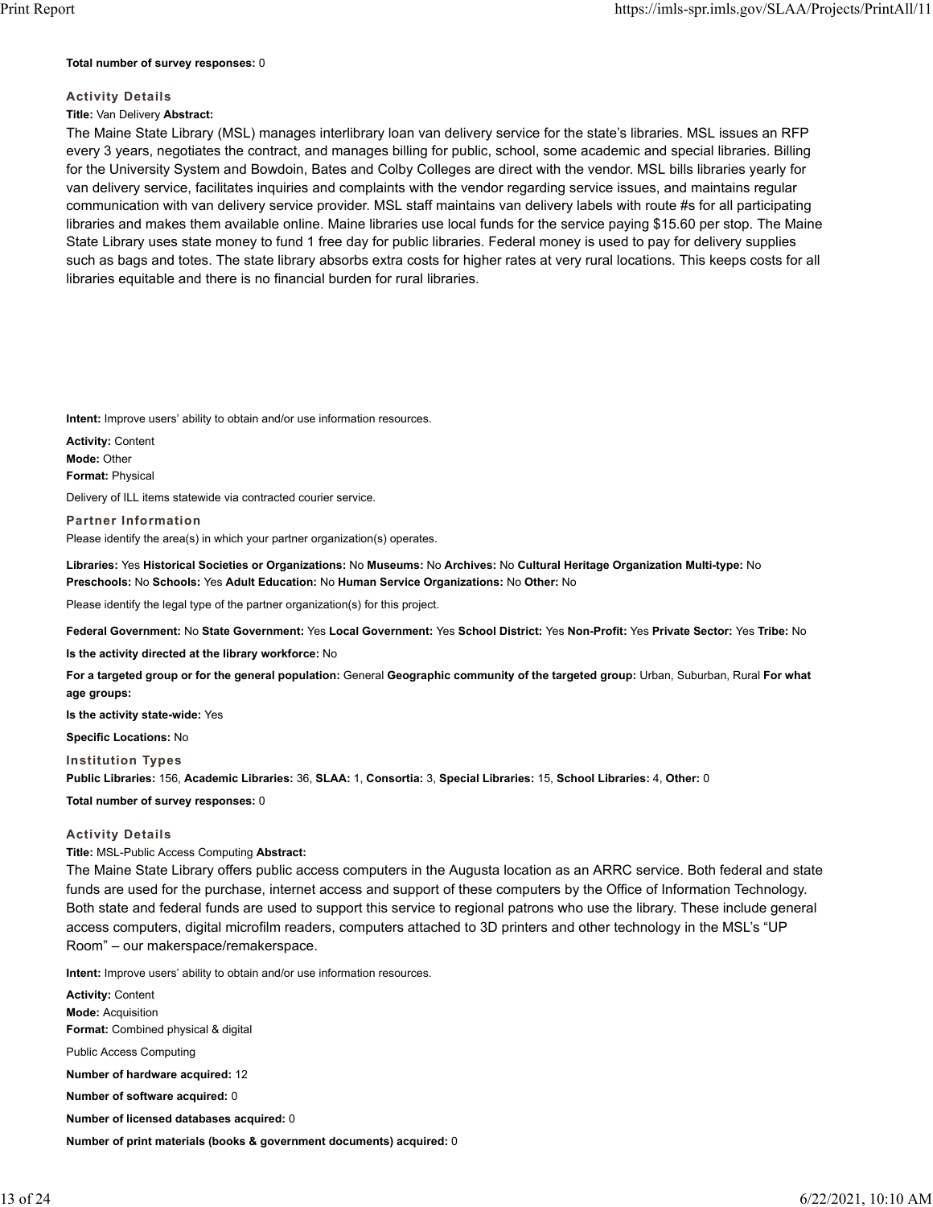**Total number of survey responses:** 0

### Activity Details

**Title:** Van Delivery **Abstract:**

The Maine State Library (MSL) manages interlibrary loan van delivery service for the state's libraries. MSL issues an RFP every 3 years, negotiates the contract, and manages billing for public, school, some academic and special libraries. Billing for the University System and Bowdoin, Bates and Colby Colleges are direct with the vendor. MSL bills libraries yearly for van delivery service, facilitates inquiries and complaints with the vendor regarding service issues, and maintains regular communication with van delivery service provider. MSL staff maintains van delivery labels with route #s for all participating libraries and makes them available online. Maine libraries use local funds for the service paying $15.60 per stop. The Maine State Library uses state money to fund 1 free day for public libraries. Federal money is used to pay for delivery supplies such as bags and totes. The state library absorbs extra costs for higher rates at very rural locations. This keeps costs for all libraries equitable and there is no financial burden for rural libraries.

**Intent:** Improve users' ability to obtain and/or use information resources.

**Activity:** Content
**Mode:** Other
**Format:** Physical

Delivery of ILL items statewide via contracted courier service.

### Partner Information

Please identify the area(s) in which your partner organization(s) operates.

**Libraries:** Yes **Historical Societies or Organizations:** No **Museums:** No **Archives:** No **Cultural Heritage Organization Multi-type:** No **Preschools:** No **Schools:** Yes **Adult Education:** No **Human Service Organizations:** No **Other:** No

Please identify the legal type of the partner organization(s) for this project.

**Federal Government:** No **State Government:** Yes **Local Government:** Yes **School District:** Yes **Non-Profit:** Yes **Private Sector:** Yes **Tribe:** No

**Is the activity directed at the library workforce:** No

**For a targeted group or for the general population:** General **Geographic community of the targeted group:** Urban, Suburban, Rural **For what age groups:**

**Is the activity state-wide:** Yes

**Specific Locations:** No

### Institution Types

**Public Libraries:** 156, **Academic Libraries:** 36, **SLAA:** 1, **Consortia:** 3, **Special Libraries:** 15, **School Libraries:** 4, **Other:** 0

**Total number of survey responses:** 0

### Activity Details

**Title:** MSL-Public Access Computing **Abstract:**

The Maine State Library offers public access computers in the Augusta location as an ARRC service. Both federal and state funds are used for the purchase, internet access and support of these computers by the Office of Information Technology. Both state and federal funds are used to support this service to regional patrons who use the library. These include general access computers, digital microfilm readers, computers attached to 3D printers and other technology in the MSL's "UP Room" – our makerspace/remakerspace.

**Intent:** Improve users' ability to obtain and/or use information resources.

**Activity:** Content
**Mode:** Acquisition
**Format:** Combined physical & digital

Public Access Computing

**Number of hardware acquired:** 12

**Number of software acquired:** 0

**Number of licensed databases acquired:** 0

**Number of print materials (books & government documents) acquired:** 0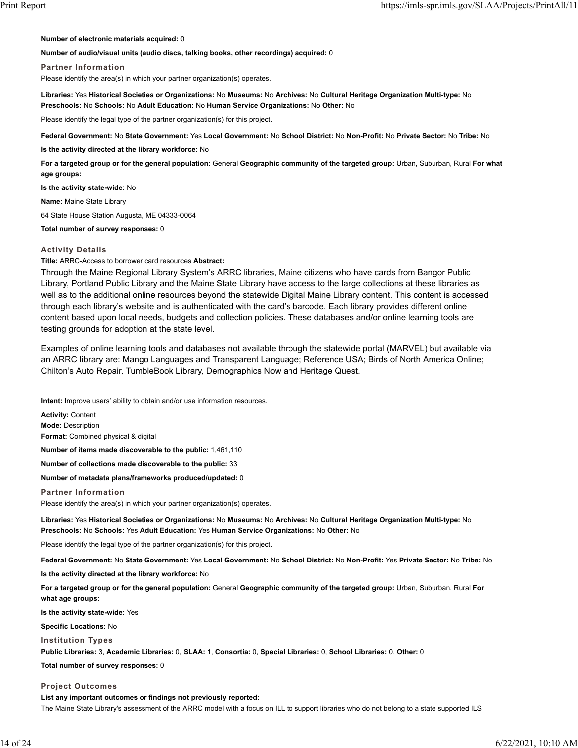**Number of electronic materials acquired:** 0

**Number of audio/visual units (audio discs, talking books, other recordings) acquired:** 0

### Partner Information

Please identify the area(s) in which your partner organization(s) operates.

**Libraries:** Yes **Historical Societies or Organizations:** No **Museums:** No **Archives:** No **Cultural Heritage Organization Multi-type:** No **Preschools:** No **Schools:** No **Adult Education:** No **Human Service Organizations:** No **Other:** No

Please identify the legal type of the partner organization(s) for this project.

**Federal Government:** No **State Government:** Yes **Local Government:** No **School District:** No **Non-Profit:** No **Private Sector:** No **Tribe:** No

**Is the activity directed at the library workforce:** No

**For a targeted group or for the general population:** General **Geographic community of the targeted group:** Urban, Suburban, Rural **For what age groups:**

**Is the activity state-wide:** No

**Name:** Maine State Library

64 State House Station Augusta, ME 04333-0064

**Total number of survey responses:** 0

### Activity Details

**Title:** ARRC-Access to borrower card resources **Abstract:**

Through the Maine Regional Library System's ARRC libraries, Maine citizens who have cards from Bangor Public Library, Portland Public Library and the Maine State Library have access to the large collections at these libraries as well as to the additional online resources beyond the statewide Digital Maine Library content. This content is accessed through each library's website and is authenticated with the card's barcode. Each library provides different online content based upon local needs, budgets and collection policies. These databases and/or online learning tools are testing grounds for adoption at the state level.

Examples of online learning tools and databases not available through the statewide portal (MARVEL) but available via an ARRC library are: Mango Languages and Transparent Language; Reference USA; Birds of North America Online; Chilton's Auto Repair, TumbleBook Library, Demographics Now and Heritage Quest.

**Intent:** Improve users' ability to obtain and/or use information resources.

**Activity:** Content
**Mode:** Description
**Format:** Combined physical & digital

**Number of items made discoverable to the public:** 1,461,110

**Number of collections made discoverable to the public:** 33

**Number of metadata plans/frameworks produced/updated:** 0

### Partner Information

Please identify the area(s) in which your partner organization(s) operates.

**Libraries:** Yes **Historical Societies or Organizations:** No **Museums:** No **Archives:** No **Cultural Heritage Organization Multi-type:** No **Preschools:** No **Schools:** Yes **Adult Education:** Yes **Human Service Organizations:** No **Other:** No

Please identify the legal type of the partner organization(s) for this project.

**Federal Government:** No **State Government:** Yes **Local Government:** No **School District:** No **Non-Profit:** Yes **Private Sector:** No **Tribe:** No

**Is the activity directed at the library workforce:** No

**For a targeted group or for the general population:** General **Geographic community of the targeted group:** Urban, Suburban, Rural **For what age groups:**

**Is the activity state-wide:** Yes

**Specific Locations:** No

### Institution Types

**Public Libraries:** 3, **Academic Libraries:** 0, **SLAA:** 1, **Consortia:** 0, **Special Libraries:** 0, **School Libraries:** 0, **Other:** 0

**Total number of survey responses:** 0

### Project Outcomes

**List any important outcomes or findings not previously reported:**

The Maine State Library's assessment of the ARRC model with a focus on ILL to support libraries who do not belong to a state supported ILS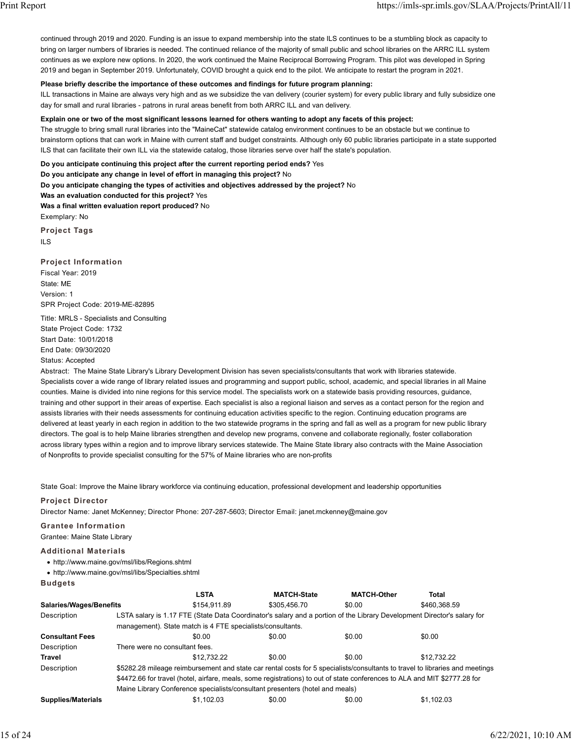continued through 2019 and 2020. Funding is an issue to expand membership into the state ILS continues to be a stumbling block as capacity to bring on larger numbers of libraries is needed. The continued reliance of the majority of small public and school libraries on the ARRC ILL system continues as we explore new options. In 2020, the work continued the Maine Reciprocal Borrowing Program. This pilot was developed in Spring 2019 and began in September 2019. Unfortunately, COVID brought a quick end to the pilot. We anticipate to restart the program in 2021.

**Please briefly describe the importance of these outcomes and findings for future program planning:**
ILL transactions in Maine are always very high and as we subsidize the van delivery (courier system) for every public library and fully subsidize one day for small and rural libraries - patrons in rural areas benefit from both ARRC ILL and van delivery.

**Explain one or two of the most significant lessons learned for others wanting to adopt any facets of this project:**
The struggle to bring small rural libraries into the "MaineCat" statewide catalog environment continues to be an obstacle but we continue to brainstorm options that can work in Maine with current staff and budget constraints. Although only 60 public libraries participate in a state supported ILS that can facilitate their own ILL via the statewide catalog, those libraries serve over half the state's population.

**Do you anticipate continuing this project after the current reporting period ends?** Yes
**Do you anticipate any change in level of effort in managing this project?** No
**Do you anticipate changing the types of activities and objectives addressed by the project?** No
**Was an evaluation conducted for this project?** Yes
**Was a final written evaluation report produced?** No
Exemplary: No

### Project Tags

ILS

### Project Information

Fiscal Year: 2019
State: ME
Version: 1
SPR Project Code: 2019-ME-82895

Title: MRLS - Specialists and Consulting
State Project Code: 1732
Start Date: 10/01/2018
End Date: 09/30/2020
Status: Accepted

Abstract: The Maine State Library's Library Development Division has seven specialists/consultants that work with libraries statewide. Specialists cover a wide range of library related issues and programming and support public, school, academic, and special libraries in all Maine counties. Maine is divided into nine regions for this service model. The specialists work on a statewide basis providing resources, guidance, training and other support in their areas of expertise. Each specialist is also a regional liaison and serves as a contact person for the region and assists libraries with their needs assessments for continuing education activities specific to the region. Continuing education programs are delivered at least yearly in each region in addition to the two statewide programs in the spring and fall as well as a program for new public library directors. The goal is to help Maine libraries strengthen and develop new programs, convene and collaborate regionally, foster collaboration across library types within a region and to improve library services statewide. The Maine State library also contracts with the Maine Association of Nonprofits to provide specialist consulting for the 57% of Maine libraries who are non-profits

State Goal: Improve the Maine library workforce via continuing education, professional development and leadership opportunities

### Project Director

Director Name: Janet McKenney; Director Phone: 207-287-5603; Director Email: janet.mckenney@maine.gov

### Grantee Information

Grantee: Maine State Library

### Additional Materials

- http://www.maine.gov/msl/libs/Regions.shtml
- http://www.maine.gov/msl/libs/Specialties.shtml

### Budgets

| | LSTA | MATCH-State | MATCH-Other | Total |
|---|---|---|---|---|
| **Salaries/Wages/Benefits** | $154,911.89 | $305,456.70 | $0.00 | $460,368.59 |
| Description | LSTA salary is 1.17 FTE (State Data Coordinator's salary and a portion of the Library Development Director's salary for management). State match is 4 FTE specialists/consultants. | | | |
| **Consultant Fees** | $0.00 | $0.00 | $0.00 | $0.00 |
| Description | There were no consultant fees. | | | |
| **Travel** | $12,732.22 | $0.00 | $0.00 | $12,732.22 |
| Description | $5282.28 mileage reimbursement and state car rental costs for 5 specialists/consultants to travel to libraries and meetings $4472.66 for travel (hotel, airfare, meals, some registrations) to out of state conferences to ALA and MIT $2777.28 for Maine Library Conference specialists/consultant presenters (hotel and meals) | | | |
| **Supplies/Materials** | $1,102.03 | $0.00 | $0.00 | $1,102.03 |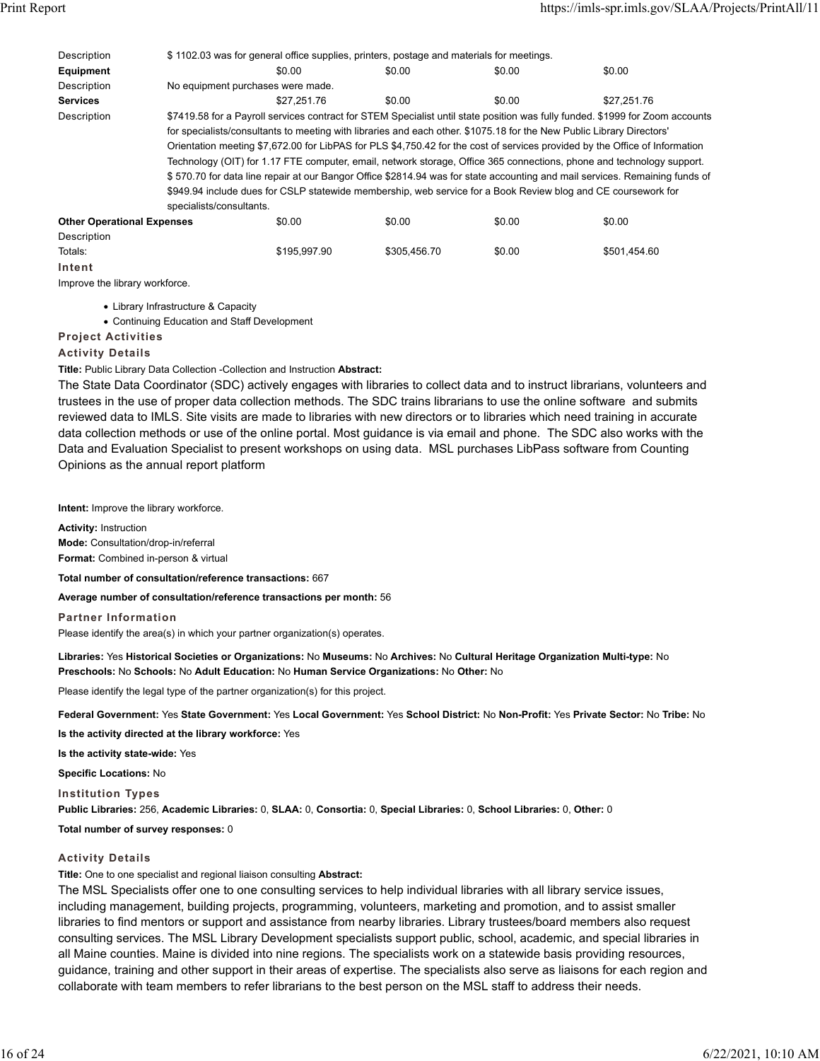| Description | $ 1102.03 was for general office supplies, printers, postage and materials for meetings. | | | |
|---|---|---|---|---|
| **Equipment** | $0.00 | $0.00 | $0.00 | $0.00 |
| Description | No equipment purchases were made. | | | |
| **Services** | $27,251.76 | $0.00 | $0.00 | $27,251.76 |
| Description | $7419.58 for a Payroll services contract for STEM Specialist until state position was fully funded. $1999 for Zoom accounts for specialists/consultants to meeting with libraries and each other. $1075.18 for the New Public Library Directors' Orientation meeting $7,672.00 for LibPAS for PLS $4,750.42 for the cost of services provided by the Office of Information Technology (OIT) for 1.17 FTE computer, email, network storage, Office 365 connections, phone and technology support. $ 570.70 for data line repair at our Bangor Office $2814.94 were for state accounting and mail services. Remaining funds of $949.94 include dues for CSLP statewide membership, web service for a Book Review blog and CE coursework for specialists/consultants. | | | |
| **Other Operational Expenses** | $0.00 | $0.00 | $0.00 | $0.00 |
| Description | | | | |
| Totals: | $195,997.90 | $305,456.70 | $0.00 | $501,454.60 |

### Intent

Improve the library workforce.

- Library Infrastructure & Capacity
- Continuing Education and Staff Development

### Project Activities

### Activity Details

**Title:** Public Library Data Collection -Collection and Instruction **Abstract:**

The State Data Coordinator (SDC) actively engages with libraries to collect data and to instruct librarians, volunteers and trustees in the use of proper data collection methods. The SDC trains librarians to use the online software and submits reviewed data to IMLS. Site visits are made to libraries with new directors or to libraries which need training in accurate data collection methods or use of the online portal. Most guidance is via email and phone. The SDC also works with the Data and Evaluation Specialist to present workshops on using data. MSL purchases LibPass software from Counting Opinions as the annual report platform

**Intent:** Improve the library workforce.

**Activity:** Instruction
**Mode:** Consultation/drop-in/referral
**Format:** Combined in-person & virtual

**Total number of consultation/reference transactions:** 667

**Average number of consultation/reference transactions per month:** 56

### Partner Information

Please identify the area(s) in which your partner organization(s) operates.

**Libraries:** Yes **Historical Societies or Organizations:** No **Museums:** No **Archives:** No **Cultural Heritage Organization Multi-type:** No **Preschools:** No **Schools:** No **Adult Education:** No **Human Service Organizations:** No **Other:** No

Please identify the legal type of the partner organization(s) for this project.

**Federal Government:** Yes **State Government:** Yes **Local Government:** Yes **School District:** No **Non-Profit:** Yes **Private Sector:** No **Tribe:** No

**Is the activity directed at the library workforce:** Yes

**Is the activity state-wide:** Yes

**Specific Locations:** No

### Institution Types

**Public Libraries:** 256, **Academic Libraries:** 0, **SLAA:** 0, **Consortia:** 0, **Special Libraries:** 0, **School Libraries:** 0, **Other:** 0

**Total number of survey responses:** 0

### Activity Details

**Title:** One to one specialist and regional liaison consulting **Abstract:**

The MSL Specialists offer one to one consulting services to help individual libraries with all library service issues, including management, building projects, programming, volunteers, marketing and promotion, and to assist smaller libraries to find mentors or support and assistance from nearby libraries. Library trustees/board members also request consulting services. The MSL Library Development specialists support public, school, academic, and special libraries in all Maine counties. Maine is divided into nine regions. The specialists work on a statewide basis providing resources, guidance, training and other support in their areas of expertise. The specialists also serve as liaisons for each region and collaborate with team members to refer librarians to the best person on the MSL staff to address their needs.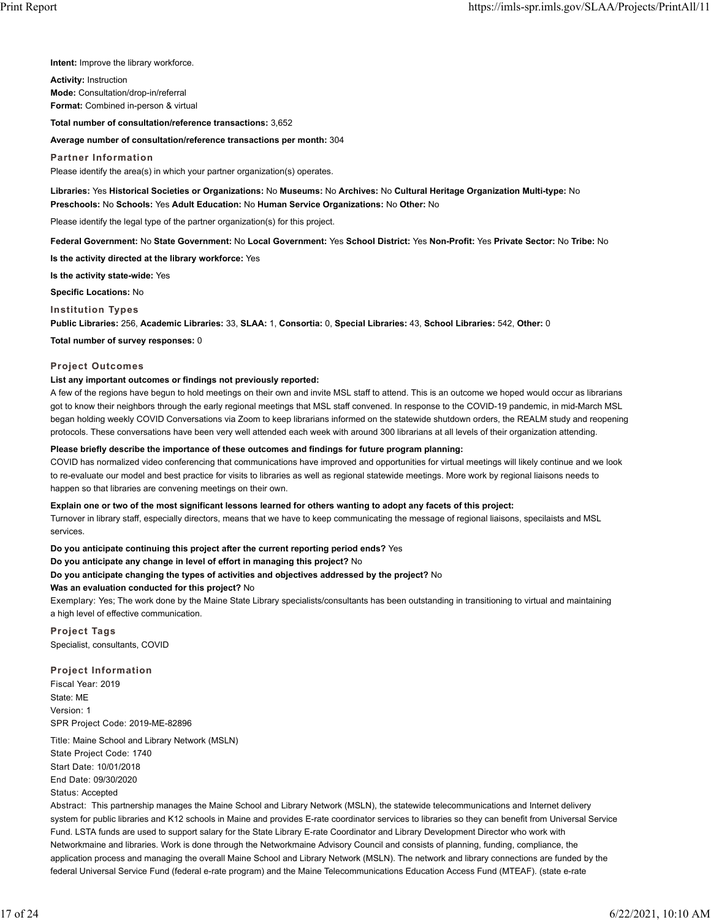**Intent:** Improve the library workforce.

**Activity:** Instruction
**Mode:** Consultation/drop-in/referral
**Format:** Combined in-person & virtual

**Total number of consultation/reference transactions:** 3,652

**Average number of consultation/reference transactions per month:** 304

### Partner Information

Please identify the area(s) in which your partner organization(s) operates.

**Libraries:** Yes **Historical Societies or Organizations:** No **Museums:** No **Archives:** No **Cultural Heritage Organization Multi-type:** No **Preschools:** No **Schools:** Yes **Adult Education:** No **Human Service Organizations:** No **Other:** No

Please identify the legal type of the partner organization(s) for this project.

**Federal Government:** No **State Government:** No **Local Government:** Yes **School District:** Yes **Non-Profit:** Yes **Private Sector:** No **Tribe:** No

**Is the activity directed at the library workforce:** Yes

**Is the activity state-wide:** Yes

**Specific Locations:** No

### Institution Types

**Public Libraries:** 256, **Academic Libraries:** 33, **SLAA:** 1, **Consortia:** 0, **Special Libraries:** 43, **School Libraries:** 542, **Other:** 0

**Total number of survey responses:** 0

### Project Outcomes

**List any important outcomes or findings not previously reported:**
A few of the regions have begun to hold meetings on their own and invite MSL staff to attend. This is an outcome we hoped would occur as librarians got to know their neighbors through the early regional meetings that MSL staff convened. In response to the COVID-19 pandemic, in mid-March MSL began holding weekly COVID Conversations via Zoom to keep librarians informed on the statewide shutdown orders, the REALM study and reopening protocols. These conversations have been very well attended each week with around 300 librarians at all levels of their organization attending.

**Please briefly describe the importance of these outcomes and findings for future program planning:**
COVID has normalized video conferencing that communications have improved and opportunities for virtual meetings will likely continue and we look to re-evaluate our model and best practice for visits to libraries as well as regional statewide meetings. More work by regional liaisons needs to happen so that libraries are convening meetings on their own.

**Explain one or two of the most significant lessons learned for others wanting to adopt any facets of this project:**
Turnover in library staff, especially directors, means that we have to keep communicating the message of regional liaisons, specilaists and MSL services.

**Do you anticipate continuing this project after the current reporting period ends?** Yes
**Do you anticipate any change in level of effort in managing this project?** No
**Do you anticipate changing the types of activities and objectives addressed by the project?** No
**Was an evaluation conducted for this project?** No
Exemplary: Yes; The work done by the Maine State Library specialists/consultants has been outstanding in transitioning to virtual and maintaining a high level of effective communication.

### Project Tags

Specialist, consultants, COVID

### Project Information

Fiscal Year: 2019
State: ME
Version: 1
SPR Project Code: 2019-ME-82896

Title: Maine School and Library Network (MSLN)
State Project Code: 1740
Start Date: 10/01/2018
End Date: 09/30/2020
Status: Accepted
Abstract: This partnership manages the Maine School and Library Network (MSLN), the statewide telecommunications and Internet delivery system for public libraries and K12 schools in Maine and provides E-rate coordinator services to libraries so they can benefit from Universal Service Fund. LSTA funds are used to support salary for the State Library E-rate Coordinator and Library Development Director who work with Networkmaine and libraries. Work is done through the Networkmaine Advisory Council and consists of planning, funding, compliance, the application process and managing the overall Maine School and Library Network (MSLN). The network and library connections are funded by the federal Universal Service Fund (federal e-rate program) and the Maine Telecommunications Education Access Fund (MTEAF). (state e-rate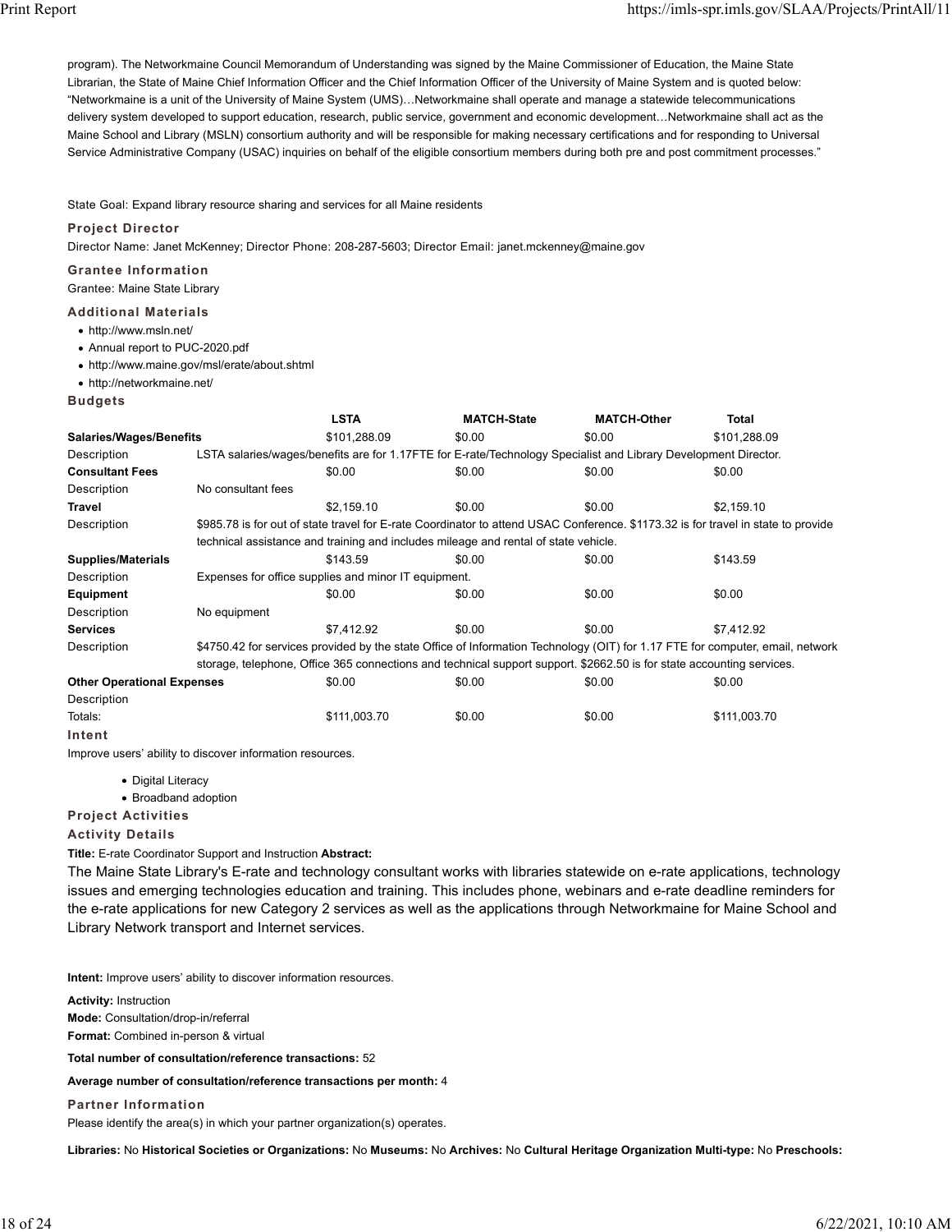program). The Networkmaine Council Memorandum of Understanding was signed by the Maine Commissioner of Education, the Maine State Librarian, the State of Maine Chief Information Officer and the Chief Information Officer of the University of Maine System and is quoted below: "Networkmaine is a unit of the University of Maine System (UMS)…Networkmaine shall operate and manage a statewide telecommunications delivery system developed to support education, research, public service, government and economic development…Networkmaine shall act as the Maine School and Library (MSLN) consortium authority and will be responsible for making necessary certifications and for responding to Universal Service Administrative Company (USAC) inquiries on behalf of the eligible consortium members during both pre and post commitment processes."

State Goal: Expand library resource sharing and services for all Maine residents

### Project Director

Director Name: Janet McKenney; Director Phone: 208-287-5603; Director Email: janet.mckenney@maine.gov

### Grantee Information

Grantee: Maine State Library

### Additional Materials

- http://www.msln.net/
- Annual report to PUC-2020.pdf
- http://www.maine.gov/msl/erate/about.shtml
- http://networkmaine.net/

### Budgets

| | LSTA | MATCH-State | MATCH-Other | Total |
|---|---|---|---|---|
| **Salaries/Wages/Benefits** | $101,288.09 | $0.00 | $0.00 | $101,288.09 |
| Description | LSTA salaries/wages/benefits are for 1.17FTE for E-rate/Technology Specialist and Library Development Director. | | | |
| **Consultant Fees** | $0.00 | $0.00 | $0.00 | $0.00 |
| Description | No consultant fees | | | |
| **Travel** | $2,159.10 | $0.00 | $0.00 | $2,159.10 |
| Description | $985.78 is for out of state travel for E-rate Coordinator to attend USAC Conference. $1173.32 is for travel in state to provide technical assistance and training and includes mileage and rental of state vehicle. | | | |
| **Supplies/Materials** | $143.59 | $0.00 | $0.00 | $143.59 |
| Description | Expenses for office supplies and minor IT equipment. | | | |
| **Equipment** | $0.00 | $0.00 | $0.00 | $0.00 |
| Description | No equipment | | | |
| **Services** | $7,412.92 | $0.00 | $0.00 | $7,412.92 |
| Description | $4750.42 for services provided by the state Office of Information Technology (OIT) for 1.17 FTE for computer, email, network storage, telephone, Office 365 connections and technical support support. $2662.50 is for state accounting services. | | | |
| **Other Operational Expenses** | $0.00 | $0.00 | $0.00 | $0.00 |
| Description | | | | |
| Totals: | $111,003.70 | $0.00 | $0.00 | $111,003.70 |

### Intent

Improve users' ability to discover information resources.

- Digital Literacy
- Broadband adoption

### Project Activities

### Activity Details

**Title:** E-rate Coordinator Support and Instruction **Abstract:**

The Maine State Library's E-rate and technology consultant works with libraries statewide on e-rate applications, technology issues and emerging technologies education and training. This includes phone, webinars and e-rate deadline reminders for the e-rate applications for new Category 2 services as well as the applications through Networkmaine for Maine School and Library Network transport and Internet services.

**Intent:** Improve users' ability to discover information resources.

**Activity:** Instruction

**Mode:** Consultation/drop-in/referral

**Format:** Combined in-person & virtual

**Total number of consultation/reference transactions:** 52

**Average number of consultation/reference transactions per month:** 4

### Partner Information

Please identify the area(s) in which your partner organization(s) operates.

**Libraries:** No **Historical Societies or Organizations:** No **Museums:** No **Archives:** No **Cultural Heritage Organization Multi-type:** No **Preschools:**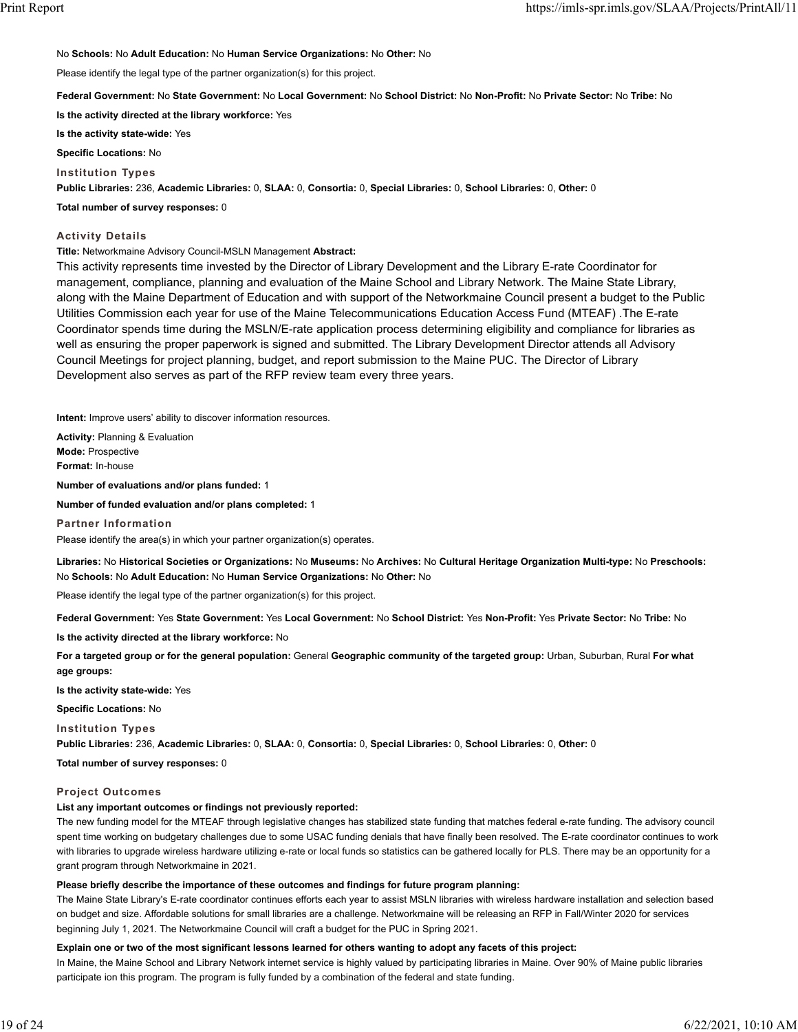No **Schools:** No **Adult Education:** No **Human Service Organizations:** No **Other:** No

Please identify the legal type of the partner organization(s) for this project.

**Federal Government:** No **State Government:** No **Local Government:** No **School District:** No **Non-Profit:** No **Private Sector:** No **Tribe:** No

**Is the activity directed at the library workforce:** Yes

**Is the activity state-wide:** Yes

**Specific Locations:** No

### Institution Types

**Public Libraries:** 236, **Academic Libraries:** 0, **SLAA:** 0, **Consortia:** 0, **Special Libraries:** 0, **School Libraries:** 0, **Other:** 0

**Total number of survey responses:** 0

### Activity Details

**Title:** Networkmaine Advisory Council-MSLN Management **Abstract:**

This activity represents time invested by the Director of Library Development and the Library E-rate Coordinator for management, compliance, planning and evaluation of the Maine School and Library Network. The Maine State Library, along with the Maine Department of Education and with support of the Networkmaine Council present a budget to the Public Utilities Commission each year for use of the Maine Telecommunications Education Access Fund (MTEAF) .The E-rate Coordinator spends time during the MSLN/E-rate application process determining eligibility and compliance for libraries as well as ensuring the proper paperwork is signed and submitted. The Library Development Director attends all Advisory Council Meetings for project planning, budget, and report submission to the Maine PUC. The Director of Library Development also serves as part of the RFP review team every three years.

**Intent:** Improve users' ability to discover information resources.

**Activity:** Planning & Evaluation
**Mode:** Prospective
**Format:** In-house

**Number of evaluations and/or plans funded:** 1

**Number of funded evaluation and/or plans completed:** 1

### Partner Information

Please identify the area(s) in which your partner organization(s) operates.

**Libraries:** No **Historical Societies or Organizations:** No **Museums:** No **Archives:** No **Cultural Heritage Organization Multi-type:** No **Preschools:** No **Schools:** No **Adult Education:** No **Human Service Organizations:** No **Other:** No

Please identify the legal type of the partner organization(s) for this project.

**Federal Government:** Yes **State Government:** Yes **Local Government:** No **School District:** Yes **Non-Profit:** Yes **Private Sector:** No **Tribe:** No

**Is the activity directed at the library workforce:** No

**For a targeted group or for the general population:** General **Geographic community of the targeted group:** Urban, Suburban, Rural **For what age groups:**

**Is the activity state-wide:** Yes

**Specific Locations:** No

### Institution Types

**Public Libraries:** 236, **Academic Libraries:** 0, **SLAA:** 0, **Consortia:** 0, **Special Libraries:** 0, **School Libraries:** 0, **Other:** 0

**Total number of survey responses:** 0

### Project Outcomes

**List any important outcomes or findings not previously reported:**

The new funding model for the MTEAF through legislative changes has stabilized state funding that matches federal e-rate funding. The advisory council spent time working on budgetary challenges due to some USAC funding denials that have finally been resolved. The E-rate coordinator continues to work with libraries to upgrade wireless hardware utilizing e-rate or local funds so statistics can be gathered locally for PLS. There may be an opportunity for a grant program through Networkmaine in 2021.

**Please briefly describe the importance of these outcomes and findings for future program planning:**

The Maine State Library's E-rate coordinator continues efforts each year to assist MSLN libraries with wireless hardware installation and selection based on budget and size. Affordable solutions for small libraries are a challenge. Networkmaine will be releasing an RFP in Fall/Winter 2020 for services beginning July 1, 2021. The Networkmaine Council will craft a budget for the PUC in Spring 2021.

**Explain one or two of the most significant lessons learned for others wanting to adopt any facets of this project:**

In Maine, the Maine School and Library Network internet service is highly valued by participating libraries in Maine. Over 90% of Maine public libraries participate ion this program. The program is fully funded by a combination of the federal and state funding.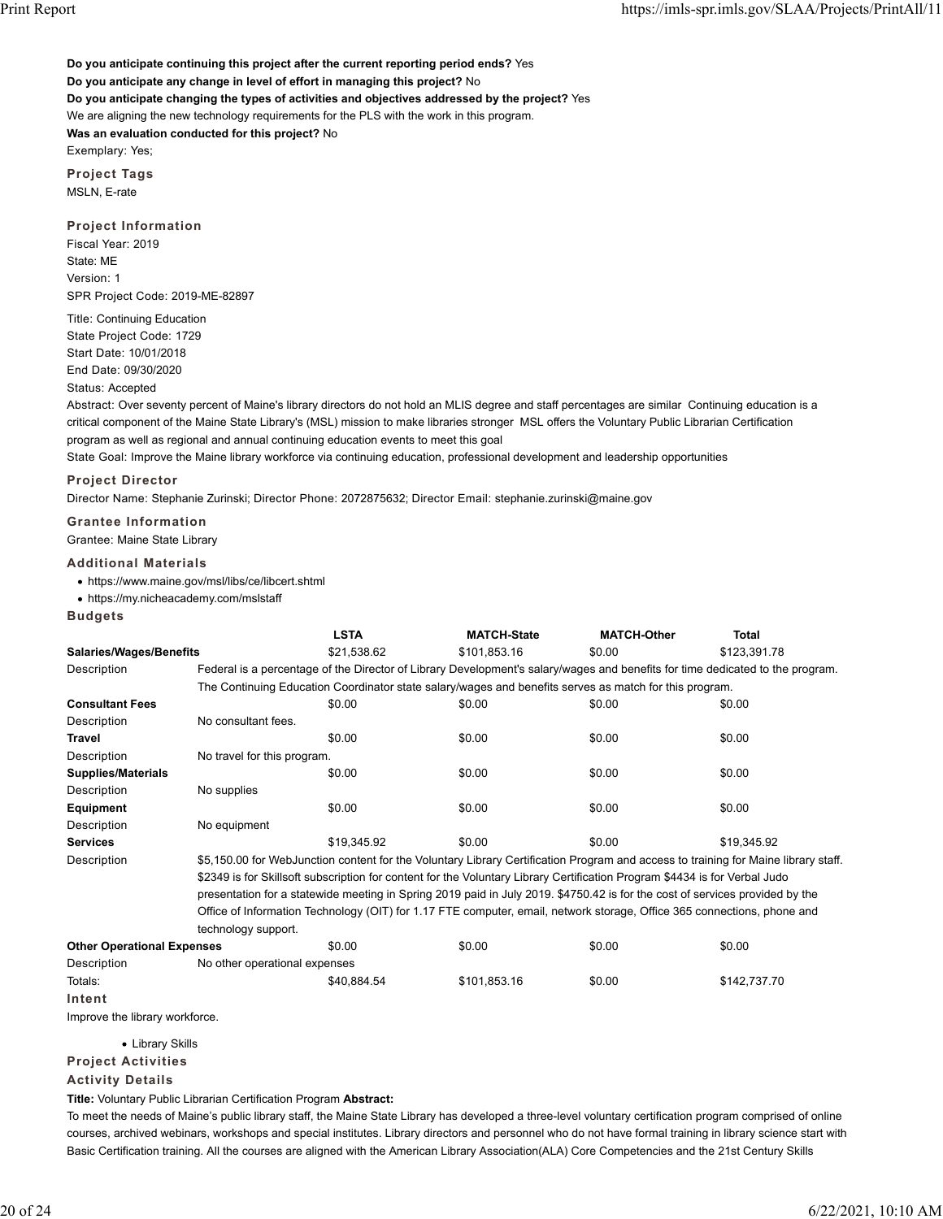**Do you anticipate continuing this project after the current reporting period ends?** Yes
**Do you anticipate any change in level of effort in managing this project?** No
**Do you anticipate changing the types of activities and objectives addressed by the project?** Yes
We are aligning the new technology requirements for the PLS with the work in this program.
**Was an evaluation conducted for this project?** No
Exemplary: Yes;

### Project Tags

MSLN, E-rate

### Project Information

Fiscal Year: 2019
State: ME
Version: 1
SPR Project Code: 2019-ME-82897

Title: Continuing Education
State Project Code: 1729
Start Date: 10/01/2018
End Date: 09/30/2020
Status: Accepted
Abstract: Over seventy percent of Maine's library directors do not hold an MLIS degree and staff percentages are similar Continuing education is a critical component of the Maine State Library's (MSL) mission to make libraries stronger MSL offers the Voluntary Public Librarian Certification program as well as regional and annual continuing education events to meet this goal
State Goal: Improve the Maine library workforce via continuing education, professional development and leadership opportunities

### Project Director

Director Name: Stephanie Zurinski; Director Phone: 2072875632; Director Email: stephanie.zurinski@maine.gov

### Grantee Information

Grantee: Maine State Library

### Additional Materials

- https://www.maine.gov/msl/libs/ce/libcert.shtml
- https://my.nicheacademy.com/mslstaff

### Budgets

| | | LSTA | MATCH-State | MATCH-Other | Total |
|---|---|---|---|---|---|
| **Salaries/Wages/Benefits** | | $21,538.62 | $101,853.16 | $0.00 | $123,391.78 |
| Description | Federal is a percentage of the Director of Library Development's salary/wages and benefits for time dedicated to the program. The Continuing Education Coordinator state salary/wages and benefits serves as match for this program. | | | | |
| **Consultant Fees** | | $0.00 | $0.00 | $0.00 | $0.00 |
| Description | No consultant fees. | | | | |
| **Travel** | | $0.00 | $0.00 | $0.00 | $0.00 |
| Description | No travel for this program. | | | | |
| **Supplies/Materials** | | $0.00 | $0.00 | $0.00 | $0.00 |
| Description | No supplies | | | | |
| **Equipment** | | $0.00 | $0.00 | $0.00 | $0.00 |
| Description | No equipment | | | | |
| **Services** | | $19,345.92 | $0.00 | $0.00 | $19,345.92 |
| Description | $5,150.00 for WebJunction content for the Voluntary Library Certification Program and access to training for Maine library staff. $2349 is for Skillsoft subscription for content for the Voluntary Library Certification Program $4434 is for Verbal Judo presentation for a statewide meeting in Spring 2019 paid in July 2019. $4750.42 is for the cost of services provided by the Office of Information Technology (OIT) for 1.17 FTE computer, email, network storage, Office 365 connections, phone and technology support. | | | | |
| **Other Operational Expenses** | | $0.00 | $0.00 | $0.00 | $0.00 |
| Description | No other operational expenses | | | | |
| Totals: | | $40,884.54 | $101,853.16 | $0.00 | $142,737.70 |

### Intent

Improve the library workforce.

- Library Skills

### Project Activities

### Activity Details

**Title:** Voluntary Public Librarian Certification Program **Abstract:**
To meet the needs of Maine's public library staff, the Maine State Library has developed a three-level voluntary certification program comprised of online courses, archived webinars, workshops and special institutes. Library directors and personnel who do not have formal training in library science start with Basic Certification training. All the courses are aligned with the American Library Association(ALA) Core Competencies and the 21st Century Skills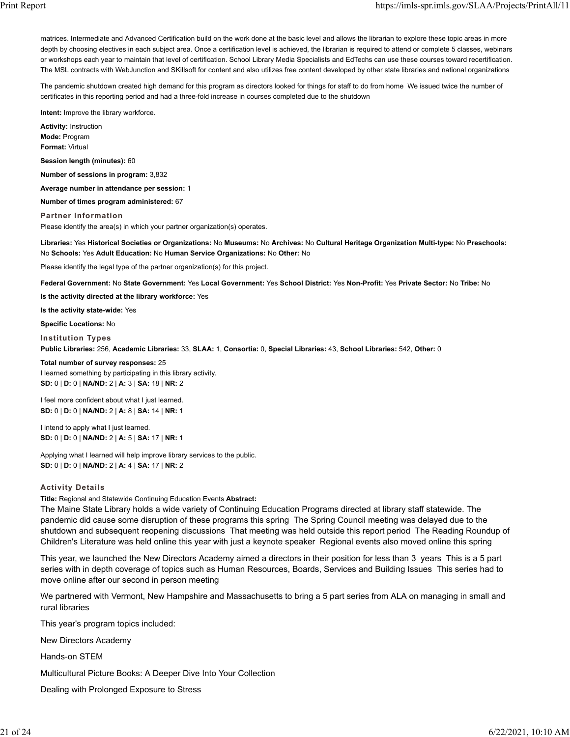matrices. Intermediate and Advanced Certification build on the work done at the basic level and allows the librarian to explore these topic areas in more depth by choosing electives in each subject area. Once a certification level is achieved, the librarian is required to attend or complete 5 classes, webinars or workshops each year to maintain that level of certification. School Library Media Specialists and EdTechs can use these courses toward recertification. The MSL contracts with WebJunction and SKillsoft for content and also utilizes free content developed by other state libraries and national organizations

The pandemic shutdown created high demand for this program as directors looked for things for staff to do from home We issued twice the number of certificates in this reporting period and had a three-fold increase in courses completed due to the shutdown

**Intent:** Improve the library workforce.

**Activity:** Instruction
**Mode:** Program
**Format:** Virtual

**Session length (minutes):** 60

**Number of sessions in program:** 3,832

**Average number in attendance per session:** 1

**Number of times program administered:** 67

### Partner Information

Please identify the area(s) in which your partner organization(s) operates.

**Libraries:** Yes **Historical Societies or Organizations:** No **Museums:** No **Archives:** No **Cultural Heritage Organization Multi-type:** No **Preschools:** No **Schools:** Yes **Adult Education:** No **Human Service Organizations:** No **Other:** No

Please identify the legal type of the partner organization(s) for this project.

**Federal Government:** No **State Government:** Yes **Local Government:** Yes **School District:** Yes **Non-Profit:** Yes **Private Sector:** No **Tribe:** No

**Is the activity directed at the library workforce:** Yes

**Is the activity state-wide:** Yes

**Specific Locations:** No

### Institution Types

**Public Libraries:** 256, **Academic Libraries:** 33, **SLAA:** 1, **Consortia:** 0, **Special Libraries:** 43, **School Libraries:** 542, **Other:** 0

**Total number of survey responses:** 25

I learned something by participating in this library activity.
**SD:** 0 | **D:** 0 | **NA/ND:** 2 | **A:** 3 | **SA:** 18 | **NR:** 2

I feel more confident about what I just learned.
**SD:** 0 | **D:** 0 | **NA/ND:** 2 | **A:** 8 | **SA:** 14 | **NR:** 1

I intend to apply what I just learned.
**SD:** 0 | **D:** 0 | **NA/ND:** 2 | **A:** 5 | **SA:** 17 | **NR:** 1

Applying what I learned will help improve library services to the public.
**SD:** 0 | **D:** 0 | **NA/ND:** 2 | **A:** 4 | **SA:** 17 | **NR:** 2

### Activity Details

**Title:** Regional and Statewide Continuing Education Events **Abstract:**

The Maine State Library holds a wide variety of Continuing Education Programs directed at library staff statewide. The pandemic did cause some disruption of these programs this spring The Spring Council meeting was delayed due to the shutdown and subsequent reopening discussions That meeting was held outside this report period The Reading Roundup of Children's Literature was held online this year with just a keynote speaker Regional events also moved online this spring

This year, we launched the New Directors Academy aimed a directors in their position for less than 3 years This is a 5 part series with in depth coverage of topics such as Human Resources, Boards, Services and Building Issues This series had to move online after our second in person meeting

We partnered with Vermont, New Hampshire and Massachusetts to bring a 5 part series from ALA on managing in small and rural libraries

This year's program topics included:

New Directors Academy

Hands-on STEM

Multicultural Picture Books: A Deeper Dive Into Your Collection

Dealing with Prolonged Exposure to Stress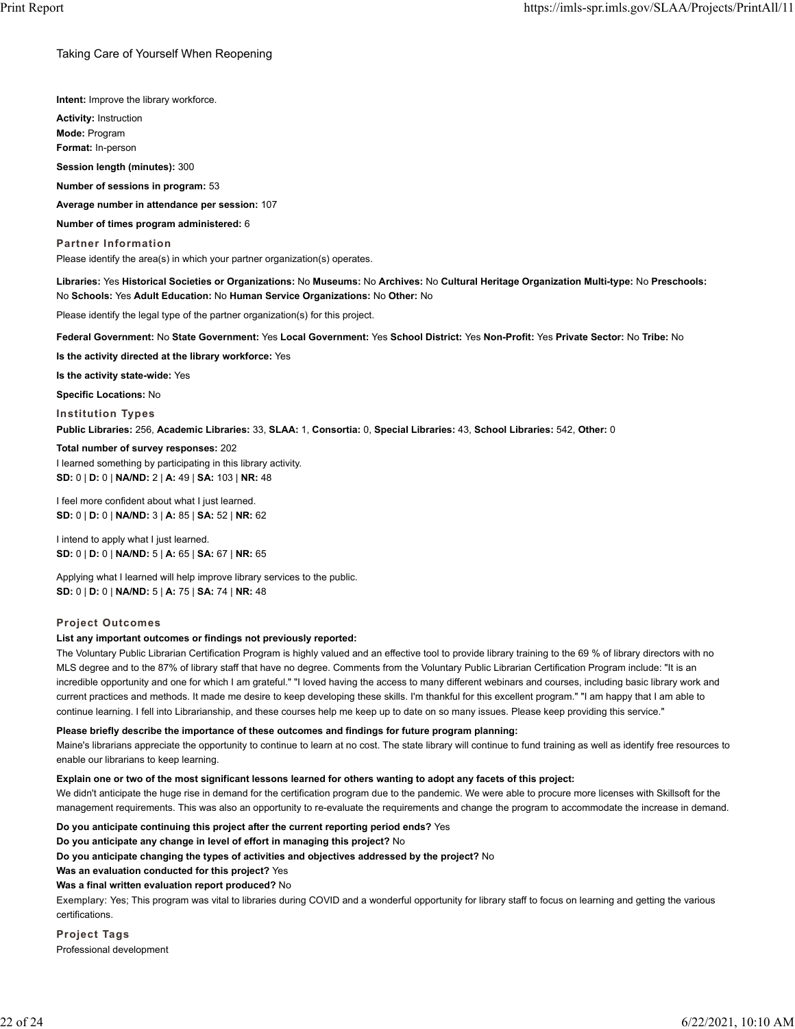Taking Care of Yourself When Reopening

**Intent:** Improve the library workforce.

**Activity:** Instruction
**Mode:** Program
**Format:** In-person

**Session length (minutes):** 300

**Number of sessions in program:** 53

**Average number in attendance per session:** 107

**Number of times program administered:** 6

### Partner Information

Please identify the area(s) in which your partner organization(s) operates.

**Libraries:** Yes **Historical Societies or Organizations:** No **Museums:** No **Archives:** No **Cultural Heritage Organization Multi-type:** No **Preschools:** No **Schools:** Yes **Adult Education:** No **Human Service Organizations:** No **Other:** No

Please identify the legal type of the partner organization(s) for this project.

**Federal Government:** No **State Government:** Yes **Local Government:** Yes **School District:** Yes **Non-Profit:** Yes **Private Sector:** No **Tribe:** No

**Is the activity directed at the library workforce:** Yes

**Is the activity state-wide:** Yes

**Specific Locations:** No

### Institution Types

**Public Libraries:** 256, **Academic Libraries:** 33, **SLAA:** 1, **Consortia:** 0, **Special Libraries:** 43, **School Libraries:** 542, **Other:** 0

**Total number of survey responses:** 202

I learned something by participating in this library activity.
**SD:** 0 | **D:** 0 | **NA/ND:** 2 | **A:** 49 | **SA:** 103 | **NR:** 48

I feel more confident about what I just learned.
**SD:** 0 | **D:** 0 | **NA/ND:** 3 | **A:** 85 | **SA:** 52 | **NR:** 62

I intend to apply what I just learned.
**SD:** 0 | **D:** 0 | **NA/ND:** 5 | **A:** 65 | **SA:** 67 | **NR:** 65

Applying what I learned will help improve library services to the public.
**SD:** 0 | **D:** 0 | **NA/ND:** 5 | **A:** 75 | **SA:** 74 | **NR:** 48

### Project Outcomes

**List any important outcomes or findings not previously reported:**

The Voluntary Public Librarian Certification Program is highly valued and an effective tool to provide library training to the 69 % of library directors with no MLS degree and to the 87% of library staff that have no degree. Comments from the Voluntary Public Librarian Certification Program include: "It is an incredible opportunity and one for which I am grateful." "I loved having the access to many different webinars and courses, including basic library work and current practices and methods. It made me desire to keep developing these skills. I'm thankful for this excellent program." "I am happy that I am able to continue learning. I fell into Librarianship, and these courses help me keep up to date on so many issues. Please keep providing this service."

**Please briefly describe the importance of these outcomes and findings for future program planning:**

Maine's librarians appreciate the opportunity to continue to learn at no cost. The state library will continue to fund training as well as identify free resources to enable our librarians to keep learning.

**Explain one or two of the most significant lessons learned for others wanting to adopt any facets of this project:**

We didn't anticipate the huge rise in demand for the certification program due to the pandemic. We were able to procure more licenses with Skillsoft for the management requirements. This was also an opportunity to re-evaluate the requirements and change the program to accommodate the increase in demand.

**Do you anticipate continuing this project after the current reporting period ends?** Yes
**Do you anticipate any change in level of effort in managing this project?** No
**Do you anticipate changing the types of activities and objectives addressed by the project?** No
**Was an evaluation conducted for this project?** Yes
**Was a final written evaluation report produced?** No

Exemplary: Yes; This program was vital to libraries during COVID and a wonderful opportunity for library staff to focus on learning and getting the various certifications.

### Project Tags

Professional development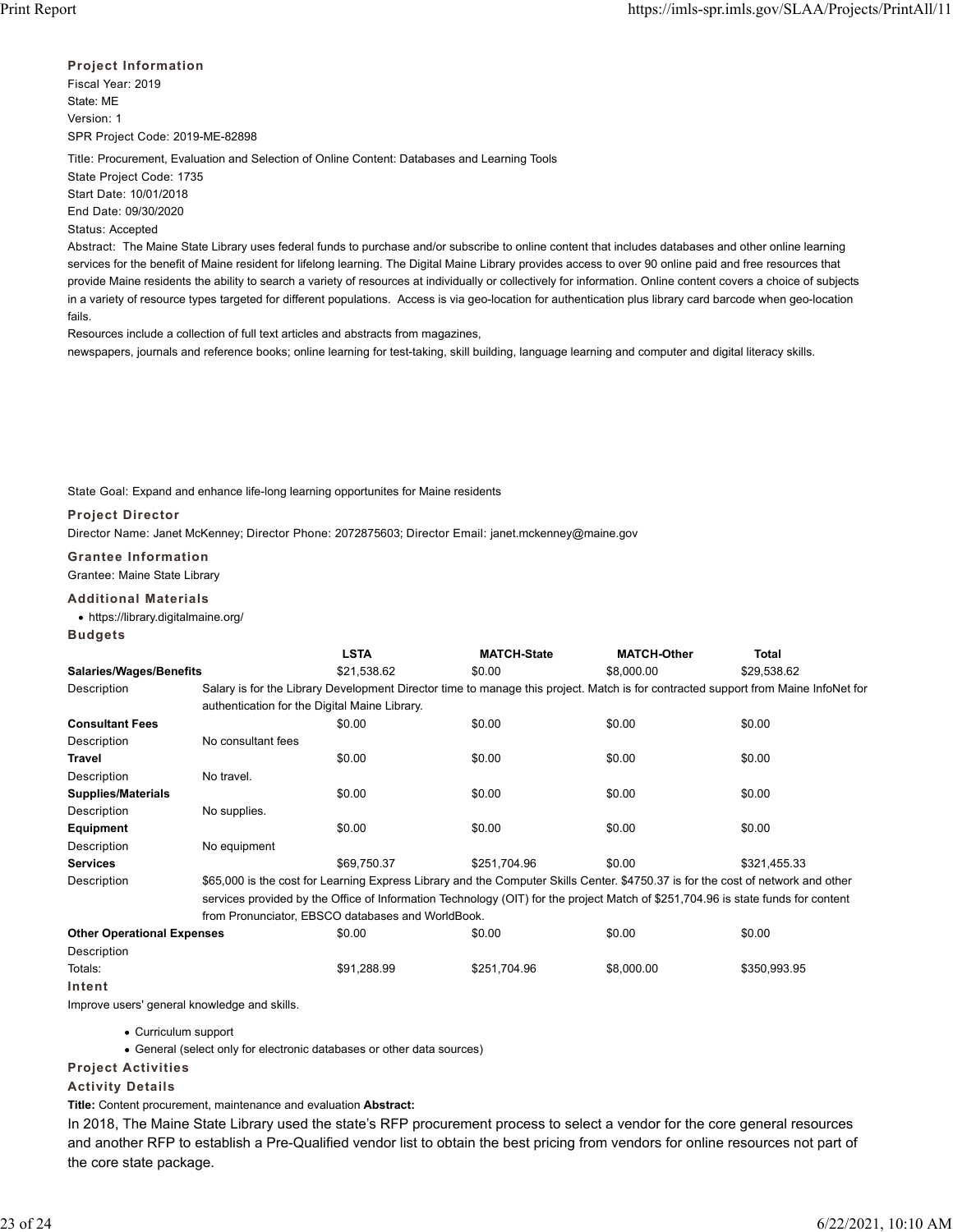### Project Information

Fiscal Year: 2019
State: ME
Version: 1
SPR Project Code: 2019-ME-82898

Title: Procurement, Evaluation and Selection of Online Content: Databases and Learning Tools
State Project Code: 1735
Start Date: 10/01/2018
End Date: 09/30/2020
Status: Accepted

Abstract: The Maine State Library uses federal funds to purchase and/or subscribe to online content that includes databases and other online learning services for the benefit of Maine resident for lifelong learning. The Digital Maine Library provides access to over 90 online paid and free resources that provide Maine residents the ability to search a variety of resources at individually or collectively for information. Online content covers a choice of subjects in a variety of resource types targeted for different populations. Access is via geo-location for authentication plus library card barcode when geo-location fails.
Resources include a collection of full text articles and abstracts from magazines,
newspapers, journals and reference books; online learning for test-taking, skill building, language learning and computer and digital literacy skills.

State Goal: Expand and enhance life-long learning opportunites for Maine residents

### Project Director

Director Name: Janet McKenney; Director Phone: 2072875603; Director Email: janet.mckenney@maine.gov

### Grantee Information

Grantee: Maine State Library

### Additional Materials

- https://library.digitalmaine.org/

### Budgets

| | LSTA | MATCH-State | MATCH-Other | Total |
|---|---|---|---|---|
| **Salaries/Wages/Benefits** | $21,538.62 | $0.00 | $8,000.00 | $29,538.62 |
| Description | Salary is for the Library Development Director time to manage this project. Match is for contracted support from Maine InfoNet for authentication for the Digital Maine Library. | | | |
| **Consultant Fees** | $0.00 | $0.00 | $0.00 | $0.00 |
| Description | No consultant fees | | | |
| **Travel** | $0.00 | $0.00 | $0.00 | $0.00 |
| Description | No travel. | | | |
| **Supplies/Materials** | $0.00 | $0.00 | $0.00 | $0.00 |
| Description | No supplies. | | | |
| **Equipment** | $0.00 | $0.00 | $0.00 | $0.00 |
| Description | No equipment | | | |
| **Services** | $69,750.37 | $251,704.96 | $0.00 | $321,455.33 |
| Description | $65,000 is the cost for Learning Express Library and the Computer Skills Center. $4750.37 is for the cost of network and other services provided by the Office of Information Technology (OIT) for the project Match of $251,704.96 is state funds for content from Pronunciator, EBSCO databases and WorldBook. | | | |
| **Other Operational Expenses** | $0.00 | $0.00 | $0.00 | $0.00 |
| Description | | | | |
| Totals: | $91,288.99 | $251,704.96 | $8,000.00 | $350,993.95 |

### Intent

Improve users' general knowledge and skills.

- Curriculum support
- General (select only for electronic databases or other data sources)

### Project Activities

### Activity Details

**Title:** Content procurement, maintenance and evaluation **Abstract:**

In 2018, The Maine State Library used the state's RFP procurement process to select a vendor for the core general resources and another RFP to establish a Pre-Qualified vendor list to obtain the best pricing from vendors for online resources not part of the core state package.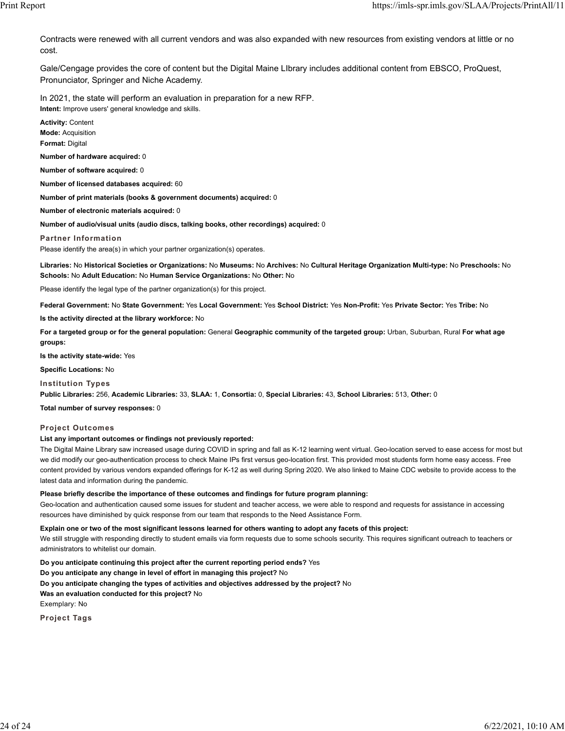Contracts were renewed with all current vendors and was also expanded with new resources from existing vendors at little or no cost.

Gale/Cengage provides the core of content but the Digital Maine LIbrary includes additional content from EBSCO, ProQuest, Pronunciator, Springer and Niche Academy.

In 2021, the state will perform an evaluation in preparation for a new RFP.

**Intent:** Improve users' general knowledge and skills.

**Activity:** Content
**Mode:** Acquisition
**Format:** Digital

**Number of hardware acquired:** 0

**Number of software acquired:** 0

**Number of licensed databases acquired:** 60

**Number of print materials (books & government documents) acquired:** 0

**Number of electronic materials acquired:** 0

**Number of audio/visual units (audio discs, talking books, other recordings) acquired:** 0

### Partner Information

Please identify the area(s) in which your partner organization(s) operates.

**Libraries:** No **Historical Societies or Organizations:** No **Museums:** No **Archives:** No **Cultural Heritage Organization Multi-type:** No **Preschools:** No **Schools:** No **Adult Education:** No **Human Service Organizations:** No **Other:** No

Please identify the legal type of the partner organization(s) for this project.

**Federal Government:** No **State Government:** Yes **Local Government:** Yes **School District:** Yes **Non-Profit:** Yes **Private Sector:** Yes **Tribe:** No

**Is the activity directed at the library workforce:** No

**For a targeted group or for the general population:** General **Geographic community of the targeted group:** Urban, Suburban, Rural **For what age groups:**

**Is the activity state-wide:** Yes

**Specific Locations:** No

### Institution Types

**Public Libraries:** 256, **Academic Libraries:** 33, **SLAA:** 1, **Consortia:** 0, **Special Libraries:** 43, **School Libraries:** 513, **Other:** 0

**Total number of survey responses:** 0

### Project Outcomes

**List any important outcomes or findings not previously reported:**

The Digital Maine Library saw increased usage during COVID in spring and fall as K-12 learning went virtual. Geo-location served to ease access for most but we did modify our geo-authentication process to check Maine IPs first versus geo-location first. This provided most students form home easy access. Free content provided by various vendors expanded offerings for K-12 as well during Spring 2020. We also linked to Maine CDC website to provide access to the latest data and information during the pandemic.

**Please briefly describe the importance of these outcomes and findings for future program planning:**

Geo-location and authentication caused some issues for student and teacher access, we were able to respond and requests for assistance in accessing resources have diminished by quick response from our team that responds to the Need Assistance Form.

**Explain one or two of the most significant lessons learned for others wanting to adopt any facets of this project:**

We still struggle with responding directly to student emails via form requests due to some schools security. This requires significant outreach to teachers or administrators to whitelist our domain.

**Do you anticipate continuing this project after the current reporting period ends?** Yes
**Do you anticipate any change in level of effort in managing this project?** No
**Do you anticipate changing the types of activities and objectives addressed by the project?** No
**Was an evaluation conducted for this project?** No
Exemplary: No

### Project Tags